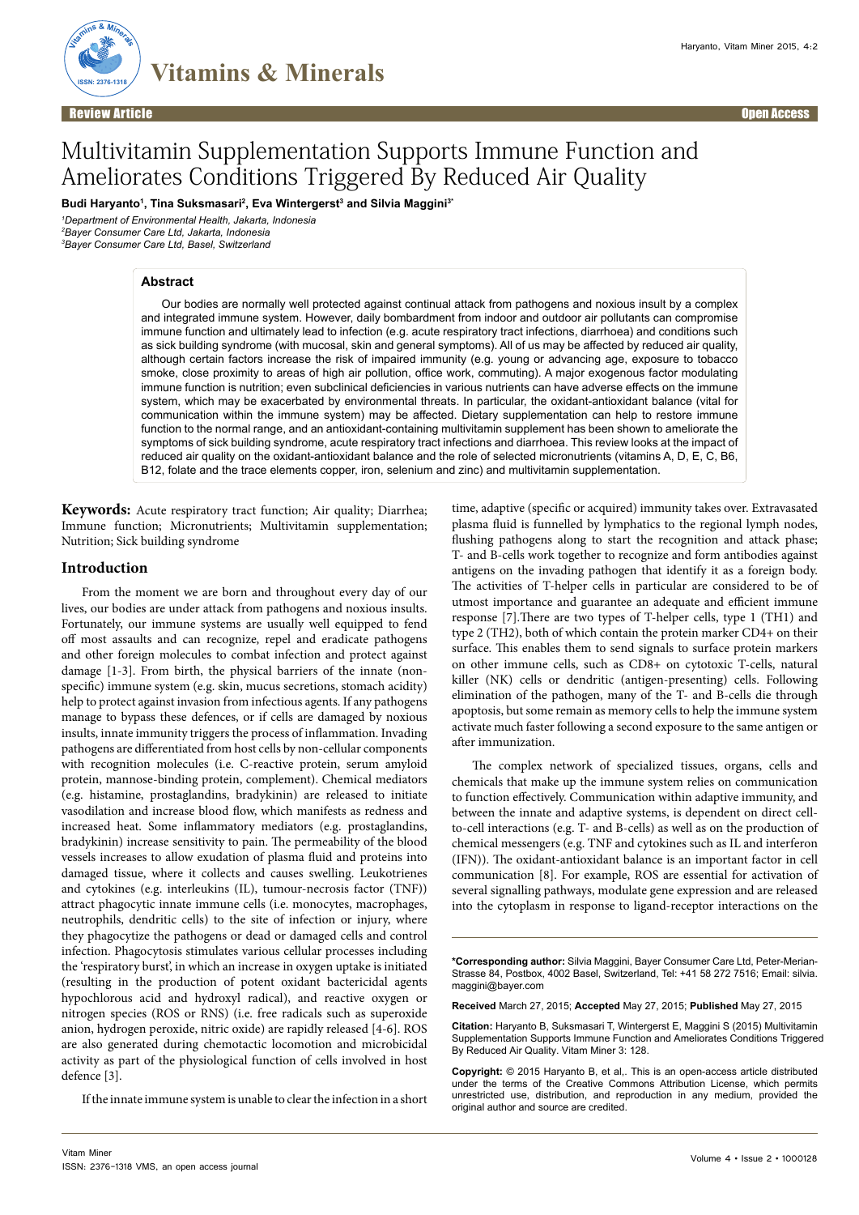Review Article | Open Access

# Multivitamin Supplementation Supports Immune Function and Ameliorates Conditions Triggered By Reduced Air Quality

**Budi Haryanto[1], Tina Suksmasari[2], Eva Wintergerst[3] and Silvia Maggini[3*]**

[1]*Department of Environmental Health, Jakarta, Indonesia*
[2]*Bayer Consumer Care Ltd, Jakarta, Indonesia*
[3]*Bayer Consumer Care Ltd, Basel, Switzerland*

## Abstract

Our bodies are normally well protected against continual attack from pathogens and noxious insult by a complex and integrated immune system. However, daily bombardment from indoor and outdoor air pollutants can compromise immune function and ultimately lead to infection (e.g. acute respiratory tract infections, diarrhoea) and conditions such as sick building syndrome (with mucosal, skin and general symptoms). All of us may be affected by reduced air quality, although certain factors increase the risk of impaired immunity (e.g. young or advancing age, exposure to tobacco smoke, close proximity to areas of high air pollution, office work, commuting). A major exogenous factor modulating immune function is nutrition; even subclinical deficiencies in various nutrients can have adverse effects on the immune system, which may be exacerbated by environmental threats. In particular, the oxidant-antioxidant balance (vital for communication within the immune system) may be affected. Dietary supplementation can help to restore immune function to the normal range, and an antioxidant-containing multivitamin supplement has been shown to ameliorate the symptoms of sick building syndrome, acute respiratory tract infections and diarrhoea. This review looks at the impact of reduced air quality on the oxidant-antioxidant balance and the role of selected micronutrients (vitamins A, D, E, C, B6, B12, folate and the trace elements copper, iron, selenium and zinc) and multivitamin supplementation.

**Keywords:** Acute respiratory tract function; Air quality; Diarrhea; Immune function; Micronutrients; Multivitamin supplementation; Nutrition; Sick building syndrome

## Introduction

From the moment we are born and throughout every day of our lives, our bodies are under attack from pathogens and noxious insults. Fortunately, our immune systems are usually well equipped to fend off most assaults and can recognize, repel and eradicate pathogens and other foreign molecules to combat infection and protect against damage [1-3]. From birth, the physical barriers of the innate (non-specific) immune system (e.g. skin, mucus secretions, stomach acidity) help to protect against invasion from infectious agents. If any pathogens manage to bypass these defences, or if cells are damaged by noxious insults, innate immunity triggers the process of inflammation. Invading pathogens are differentiated from host cells by non-cellular components with recognition molecules (i.e. C-reactive protein, serum amyloid protein, mannose-binding protein, complement). Chemical mediators (e.g. histamine, prostaglandins, bradykinin) are released to initiate vasodilation and increase blood flow, which manifests as redness and increased heat. Some inflammatory mediators (e.g. prostaglandins, bradykinin) increase sensitivity to pain. The permeability of the blood vessels increases to allow exudation of plasma fluid and proteins into damaged tissue, where it collects and causes swelling. Leukotrienes and cytokines (e.g. interleukins (IL), tumour-necrosis factor (TNF)) attract phagocytic innate immune cells (i.e. monocytes, macrophages, neutrophils, dendritic cells) to the site of infection or injury, where they phagocytize the pathogens or dead or damaged cells and control infection. Phagocytosis stimulates various cellular processes including the 'respiratory burst', in which an increase in oxygen uptake is initiated (resulting in the production of potent oxidant bactericidal agents hypochlorous acid and hydroxyl radical), and reactive oxygen or nitrogen species (ROS or RNS) (i.e. free radicals such as superoxide anion, hydrogen peroxide, nitric oxide) are rapidly released [4-6]. ROS are also generated during chemotactic locomotion and microbicidal activity as part of the physiological function of cells involved in host defence [3].

If the innate immune system is unable to clear the infection in a short time, adaptive (specific or acquired) immunity takes over. Extravasated plasma fluid is funnelled by lymphatics to the regional lymph nodes, flushing pathogens along to start the recognition and attack phase; T- and B-cells work together to recognize and form antibodies against antigens on the invading pathogen that identify it as a foreign body. The activities of T-helper cells in particular are considered to be of utmost importance and guarantee an adequate and efficient immune response [7].There are two types of T-helper cells, type 1 (TH1) and type 2 (TH2), both of which contain the protein marker CD4+ on their surface. This enables them to send signals to surface protein markers on other immune cells, such as CD8+ on cytotoxic T-cells, natural killer (NK) cells or dendritic (antigen-presenting) cells. Following elimination of the pathogen, many of the T- and B-cells die through apoptosis, but some remain as memory cells to help the immune system activate much faster following a second exposure to the same antigen or after immunization.

The complex network of specialized tissues, organs, cells and chemicals that make up the immune system relies on communication to function effectively. Communication within adaptive immunity, and between the innate and adaptive systems, is dependent on direct cell-to-cell interactions (e.g. T- and B-cells) as well as on the production of chemical messengers (e.g. TNF and cytokines such as IL and interferon (IFN)). The oxidant-antioxidant balance is an important factor in cell communication [8]. For example, ROS are essential for activation of several signalling pathways, modulate gene expression and are released into the cytoplasm in response to ligand-receptor interactions on the

---

**\*Corresponding author:** Silvia Maggini, Bayer Consumer Care Ltd, Peter-Merian-Strasse 84, Postbox, 4002 Basel, Switzerland, Tel: +41 58 272 7516; Email: silvia.maggini@bayer.com

**Received** March 27, 2015; **Accepted** May 27, 2015; **Published** May 27, 2015

**Citation:** Haryanto B, Suksmasari T, Wintergerst E, Maggini S (2015) Multivitamin Supplementation Supports Immune Function and Ameliorates Conditions Triggered By Reduced Air Quality. Vitam Miner 3: 128.

**Copyright:** © 2015 Haryanto B, et al,. This is an open-access article distributed under the terms of the Creative Commons Attribution License, which permits unrestricted use, distribution, and reproduction in any medium, provided the original author and source are credited.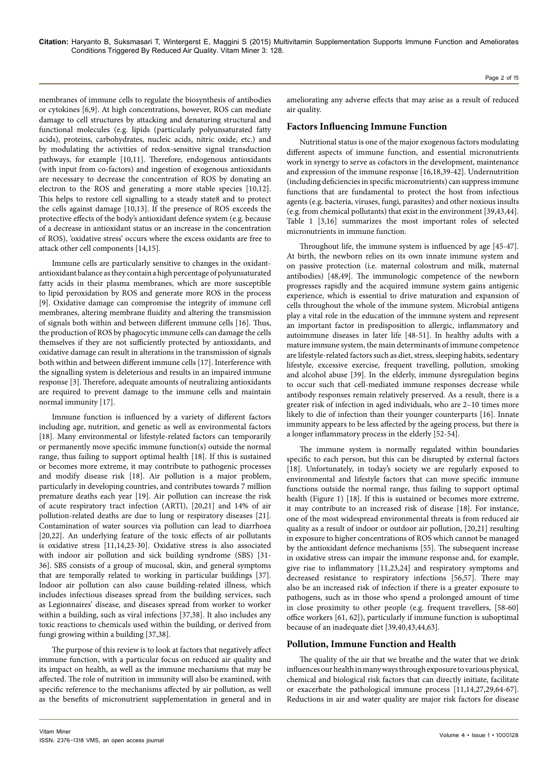membranes of immune cells to regulate the biosynthesis of antibodies or cytokines [6,9]. At high concentrations, however, ROS can mediate damage to cell structures by attacking and denaturing structural and functional molecules (e.g. lipids (particularly polyunsaturated fatty acids), proteins, carbohydrates, nucleic acids, nitric oxide, etc.) and by modulating the activities of redox-sensitive signal transduction pathways, for example [10,11]. Therefore, endogenous antioxidants (with input from co-factors) and ingestion of exogenous antioxidants are necessary to decrease the concentration of ROS by donating an electron to the ROS and generating a more stable species [10,12]. This helps to restore cell signalling to a steady state8 and to protect the cells against damage [10,13]. If the presence of ROS exceeds the protective effects of the body's antioxidant defence system (e.g. because of a decrease in antioxidant status or an increase in the concentration of ROS), 'oxidative stress' occurs where the excess oxidants are free to attack other cell components [14,15].

Immune cells are particularly sensitive to changes in the oxidant-antioxidant balance as they contain a high percentage of polyunsaturated fatty acids in their plasma membranes, which are more susceptible to lipid peroxidation by ROS and generate more ROS in the process [9]. Oxidative damage can compromise the integrity of immune cell membranes, altering membrane fluidity and altering the transmission of signals both within and between different immune cells [16]. Thus, the production of ROS by phagocytic immune cells can damage the cells themselves if they are not sufficiently protected by antioxidants, and oxidative damage can result in alterations in the transmission of signals both within and between different immune cells [17]. Interference with the signalling system is deleterious and results in an impaired immune response [3]. Therefore, adequate amounts of neutralizing antioxidants are required to prevent damage to the immune cells and maintain normal immunity [17].

Immune function is influenced by a variety of different factors including age, nutrition, and genetic as well as environmental factors [18]. Many environmental or lifestyle-related factors can temporarily or permanently move specific immune function(s) outside the normal range, thus failing to support optimal health [18]. If this is sustained or becomes more extreme, it may contribute to pathogenic processes and modify disease risk [18]. Air pollution is a major problem, particularly in developing countries, and contributes towards 7 million premature deaths each year [19]. Air pollution can increase the risk of acute respiratory tract infection (ARTI), [20,21] and 14% of air pollution-related deaths are due to lung or respiratory diseases [21]. Contamination of water sources via pollution can lead to diarrhoea [20,22]. An underlying feature of the toxic effects of air pollutants is oxidative stress [11,14,23-30]. Oxidative stress is also associated with indoor air pollution and sick building syndrome (SBS) [31-36]. SBS consists of a group of mucosal, skin, and general symptoms that are temporally related to working in particular buildings [37]. Indoor air pollution can also cause building-related illness, which includes infectious diseases spread from the building services, such as Legionnaires' disease, and diseases spread from worker to worker within a building, such as viral infections [37,38]. It also includes any toxic reactions to chemicals used within the building, or derived from fungi growing within a building [37,38].

The purpose of this review is to look at factors that negatively affect immune function, with a particular focus on reduced air quality and its impact on health, as well as the immune mechanisms that may be affected. The role of nutrition in immunity will also be examined, with specific reference to the mechanisms affected by air pollution, as well as the benefits of micronutrient supplementation in general and in ameliorating any adverse effects that may arise as a result of reduced air quality.

## Factors Influencing Immune Function

Nutritional status is one of the major exogenous factors modulating different aspects of immune function, and essential micronutrients work in synergy to serve as cofactors in the development, maintenance and expression of the immune response [16,18,39-42]. Undernutrition (including deficiencies in specific micronutrients) can suppress immune functions that are fundamental to protect the host from infectious agents (e.g. bacteria, viruses, fungi, parasites) and other noxious insults (e.g. from chemical pollutants) that exist in the environment [39,43,44]. Table 1 [3,16] summarizes the most important roles of selected micronutrients in immune function.

Throughout life, the immune system is influenced by age [45-47]. At birth, the newborn relies on its own innate immune system and on passive protection (i.e. maternal colostrum and milk, maternal antibodies) [48,49]. The immunologic competence of the newborn progresses rapidly and the acquired immune system gains antigenic experience, which is essential to drive maturation and expansion of cells throughout the whole of the immune system. Microbial antigens play a vital role in the education of the immune system and represent an important factor in predisposition to allergic, inflammatory and autoimmune diseases in later life [48-51]. In healthy adults with a mature immune system, the main determinants of immune competence are lifestyle-related factors such as diet, stress, sleeping habits, sedentary lifestyle, excessive exercise, frequent travelling, pollution, smoking and alcohol abuse [39]. In the elderly, immune dysregulation begins to occur such that cell-mediated immune responses decrease while antibody responses remain relatively preserved. As a result, there is a greater risk of infection in aged individuals, who are 2–10 times more likely to die of infection than their younger counterparts [16]. Innate immunity appears to be less affected by the ageing process, but there is a longer inflammatory process in the elderly [52-54].

The immune system is normally regulated within boundaries specific to each person, but this can be disrupted by external factors [18]. Unfortunately, in today's society we are regularly exposed to environmental and lifestyle factors that can move specific immune functions outside the normal range, thus failing to support optimal health (Figure 1) [18]. If this is sustained or becomes more extreme, it may contribute to an increased risk of disease [18]. For instance, one of the most widespread environmental threats is from reduced air quality as a result of indoor or outdoor air pollution, [20,21] resulting in exposure to higher concentrations of ROS which cannot be managed by the antioxidant defence mechanisms [55]. The subsequent increase in oxidative stress can impair the immune response and, for example, give rise to inflammatory [11,23,24] and respiratory symptoms and decreased resistance to respiratory infections [56,57]. There may also be an increased risk of infection if there is a greater exposure to pathogens, such as in those who spend a prolonged amount of time in close proximity to other people (e.g. frequent travellers, [58-60] office workers [61, 62]), particularly if immune function is suboptimal because of an inadequate diet [39,40,43,44,63].

## Pollution, Immune Function and Health

The quality of the air that we breathe and the water that we drink influences our health in many ways through exposure to various physical, chemical and biological risk factors that can directly initiate, facilitate or exacerbate the pathological immune process [11,14,27,29,64-67]. Reductions in air and water quality are major risk factors for disease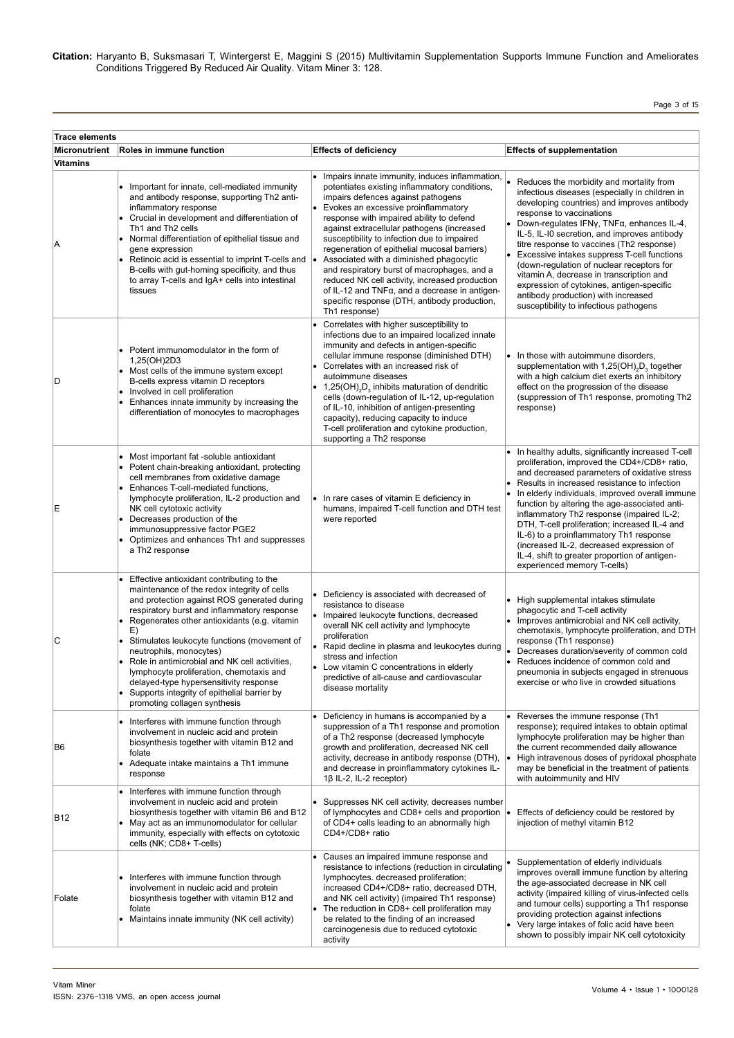| Trace elements | | | |
|---|---|---|---|
| **Micronutrient** | **Roles in immune function** | **Effects of deficiency** | **Effects of supplementation** |
| **Vitamins** | | | |
| A | • Important for innate, cell-mediated immunity and antibody response, supporting Th2 anti-inflammatory response<br>• Crucial in development and differentiation of Th1 and Th2 cells<br>• Normal differentiation of epithelial tissue and gene expression<br>• Retinoic acid is essential to imprint T-cells and B-cells with gut-homing specificity, and thus to array T-cells and IgA+ cells into intestinal tissues | • Impairs innate immunity, induces inflammation, potentiates existing inflammatory conditions, impairs defences against pathogens<br>• Evokes an excessive proinflammatory response with impaired ability to defend against extracellular pathogens (increased susceptibility to infection due to impaired regeneration of epithelial mucosal barriers)<br>• Associated with a diminished phagocytic and respiratory burst of macrophages, and a reduced NK cell activity, increased production of IL-12 and TNFα, and a decrease in antigen-specific response (DTH, antibody production, Th1 response) | • Reduces the morbidity and mortality from infectious diseases (especially in children in developing countries) and improves antibody response to vaccinations<br>• Down-regulates IFNγ, TNFα, enhances IL-4, IL-5, IL-I0 secretion, and improves antibody titre response to vaccines (Th2 response)<br>• Excessive intakes suppress T-cell functions (down-regulation of nuclear receptors for vitamin A, decrease in transcription and expression of cytokines, antigen-specific antibody production) with increased susceptibility to infectious pathogens |
| D | • Potent immunomodulator in the form of 1,25(OH)2D3<br>• Most cells of the immune system except B-cells express vitamin D receptors<br>• Involved in cell proliferation<br>• Enhances innate immunity by increasing the differentiation of monocytes to macrophages | • Correlates with higher susceptibility to infections due to an impaired localized innate immunity and defects in antigen-specific cellular immune response (diminished DTH)<br>• Correlates with an increased risk of autoimmune diseases<br>• $1,25(OH)_2D_3$ inhibits maturation of dendritic cells (down-regulation of IL-12, up-regulation of IL-10, inhibition of antigen-presenting capacity), reducing capacity to induce T-cell proliferation and cytokine production, supporting a Th2 response | • In those with autoimmune disorders, supplementation with $1,25(OH)_2D_3$ together with a high calcium diet exerts an inhibitory effect on the progression of the disease (suppression of Th1 response, promoting Th2 response) |
| E | • Most important fat -soluble antioxidant<br>• Potent chain-breaking antioxidant, protecting cell membranes from oxidative damage<br>• Enhances T-cell-mediated functions, lymphocyte proliferation, IL-2 production and NK cell cytotoxic activity<br>• Decreases production of the immunosuppressive factor PGE2<br>• Optimizes and enhances Th1 and suppresses a Th2 response | • In rare cases of vitamin E deficiency in humans, impaired T-cell function and DTH test were reported | • In healthy adults, significantly increased T-cell proliferation, improved the CD4+/CD8+ ratio, and decreased parameters of oxidative stress<br>• Results in increased resistance to infection<br>• In elderly individuals, improved overall immune function by altering the age-associated anti-inflammatory Th2 response (impaired IL-2; DTH, T-cell proliferation; increased IL-4 and IL-6) to a proinflammatory Th1 response (increased IL-2, decreased expression of IL-4, shift to greater proportion of antigen-experienced memory T-cells) |
| C | • Effective antioxidant contributing to the maintenance of the redox integrity of cells and protection against ROS generated during respiratory burst and inflammatory response<br>• Regenerates other antioxidants (e.g. vitamin E)<br>• Stimulates leukocyte functions (movement of neutrophils, monocytes)<br>• Role in antimicrobial and NK cell activities, lymphocyte proliferation, chemotaxis and delayed-type hypersensitivity response<br>• Supports integrity of epithelial barrier by promoting collagen synthesis | • Deficiency is associated with decreased of resistance to disease<br>• Impaired leukocyte functions, decreased overall NK cell activity and lymphocyte proliferation<br>• Rapid decline in plasma and leukocytes during stress and infection<br>• Low vitamin C concentrations in elderly predictive of all-cause and cardiovascular disease mortality | • High supplemental intakes stimulate phagocytic and T-cell activity<br>• Improves antimicrobial and NK cell activity, chemotaxis, lymphocyte proliferation, and DTH response (Th1 response)<br>• Decreases duration/severity of common cold<br>• Reduces incidence of common cold and pneumonia in subjects engaged in strenuous exercise or who live in crowded situations |
| B6 | • Interferes with immune function through involvement in nucleic acid and protein biosynthesis together with vitamin B12 and folate<br>• Adequate intake maintains a Th1 immune response | • Deficiency in humans is accompanied by a suppression of a Th1 response and promotion of a Th2 response (decreased lymphocyte growth and proliferation, decreased NK cell activity, decrease in antibody response (DTH), and decrease in proinflammatory cytokines IL-1β IL-2, IL-2 receptor) | • Reverses the immune response (Th1 response); required intakes to obtain optimal lymphocyte proliferation may be higher than the current recommended daily allowance<br>• High intravenous doses of pyridoxal phosphate may be beneficial in the treatment of patients with autoimmunity and HIV |
| B12 | • Interferes with immune function through involvement in nucleic acid and protein biosynthesis together with vitamin B6 and B12<br>• May act as an immunomodulator for cellular immunity, especially with effects on cytotoxic cells (NK; CD8+ T-cells) | • Suppresses NK cell activity, decreases number of lymphocytes and CD8+ cells and proportion of CD4+ cells leading to an abnormally high CD4+/CD8+ ratio | • Effects of deficiency could be restored by injection of methyl vitamin B12 |
| Folate | • Interferes with immune function through involvement in nucleic acid and protein biosynthesis together with vitamin B12 and folate<br>• Maintains innate immunity (NK cell activity) | • Causes an impaired immune response and resistance to infections (reduction in circulating lymphocytes. decreased proliferation; increased CD4+/CD8+ ratio, decreased DTH, and NK cell activity) (impaired Th1 response)<br>• The reduction in CD8+ cell proliferation may be related to the finding of an increased carcinogenesis due to reduced cytotoxic activity | • Supplementation of elderly individuals improves overall immune function by altering the age-associated decrease in NK cell activity (impaired killing of virus-infected cells and tumour cells) supporting a Th1 response providing protection against infections<br>• Very large intakes of folic acid have been shown to possibly impair NK cell cytotoxicity |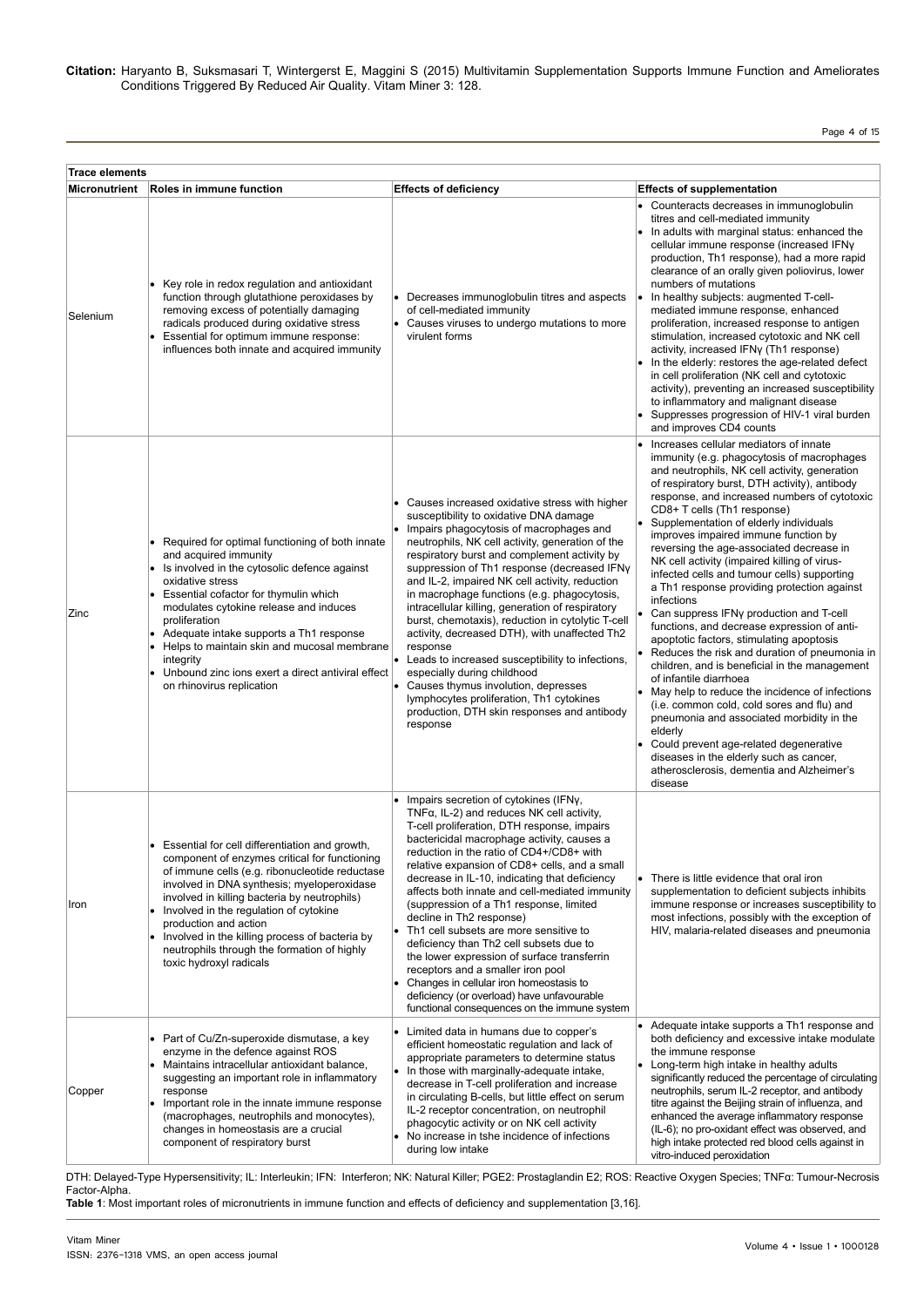| Trace elements | | | |
|---|---|---|---|
| **Micronutrient** | **Roles in immune function** | **Effects of deficiency** | **Effects of supplementation** |
| Selenium | • Key role in redox regulation and antioxidant function through glutathione peroxidases by removing excess of potentially damaging radicals produced during oxidative stress<br>• Essential for optimum immune response: influences both innate and acquired immunity | • Decreases immunoglobulin titres and aspects of cell-mediated immunity<br>• Causes viruses to undergo mutations to more virulent forms | • Counteracts decreases in immunoglobulin titres and cell-mediated immunity<br>• In adults with marginal status: enhanced the cellular immune response (increased IFNγ production, Th1 response), had a more rapid clearance of an orally given poliovirus, lower numbers of mutations<br>• In healthy subjects: augmented T-cell-mediated immune response, enhanced proliferation, increased response to antigen stimulation, increased cytotoxic and NK cell activity, increased IFNγ (Th1 response)<br>• In the elderly: restores the age-related defect in cell proliferation (NK cell and cytotoxic activity), preventing an increased susceptibility to inflammatory and malignant disease<br>• Suppresses progression of HIV-1 viral burden and improves CD4 counts |
| Zinc | • Required for optimal functioning of both innate and acquired immunity<br>• Is involved in the cytosolic defence against oxidative stress<br>• Essential cofactor for thymulin which modulates cytokine release and induces proliferation<br>• Adequate intake supports a Th1 response<br>• Helps to maintain skin and mucosal membrane integrity<br>• Unbound zinc ions exert a direct antiviral effect on rhinovirus replication | • Causes increased oxidative stress with higher susceptibility to oxidative DNA damage<br>• Impairs phagocytosis of macrophages and neutrophils, NK cell activity, generation of the respiratory burst and complement activity by suppression of Th1 response (decreased IFNγ and IL-2, impaired NK cell activity, reduction in macrophage functions (e.g. phagocytosis, intracellular killing, generation of respiratory burst, chemotaxis), reduction in cytolytic T-cell activity, decreased DTH), with unaffected Th2 response<br>• Leads to increased susceptibility to infections, especially during childhood<br>• Causes thymus involution, depresses lymphocytes proliferation, Th1 cytokines production, DTH skin responses and antibody response | • Increases cellular mediators of innate immunity (e.g. phagocytosis of macrophages and neutrophils, NK cell activity, generation of respiratory burst, DTH activity), antibody response, and increased numbers of cytotoxic CD8+ T cells (Th1 response)<br>• Supplementation of elderly individuals improves impaired immune function by reversing the age-associated decrease in NK cell activity (impaired killing of virus-infected cells and tumour cells) supporting a Th1 response providing protection against infections<br>• Can suppress IFNγ production and T-cell functions, and decrease expression of anti-apoptotic factors, stimulating apoptosis<br>• Reduces the risk and duration of pneumonia in children, and is beneficial in the management of infantile diarrhoea<br>• May help to reduce the incidence of infections (i.e. common cold, cold sores and flu) and pneumonia and associated morbidity in the elderly<br>• Could prevent age-related degenerative diseases in the elderly such as cancer, atherosclerosis, dementia and Alzheimer's disease |
| Iron | • Essential for cell differentiation and growth, component of enzymes critical for functioning of immune cells (e.g. ribonucleotide reductase involved in DNA synthesis; myeloperoxidase involved in killing bacteria by neutrophils)<br>• Involved in the regulation of cytokine production and action<br>• Involved in the killing process of bacteria by neutrophils through the formation of highly toxic hydroxyl radicals | • Impairs secretion of cytokines (IFNγ, TNFα, IL-2) and reduces NK cell activity, T-cell proliferation, DTH response, impairs bactericidal macrophage activity, causes a reduction in the ratio of CD4+/CD8+ with relative expansion of CD8+ cells, and a small decrease in IL-10, indicating that deficiency affects both innate and cell-mediated immunity (suppression of a Th1 response, limited decline in Th2 response)<br>• Th1 cell subsets are more sensitive to deficiency than Th2 cell subsets due to the lower expression of surface transferrin receptors and a smaller iron pool<br>• Changes in cellular iron homeostasis to deficiency (or overload) have unfavourable functional consequences on the immune system | • There is little evidence that oral iron supplementation to deficient subjects inhibits immune response or increases susceptibility to most infections, possibly with the exception of HIV, malaria-related diseases and pneumonia |
| Copper | • Part of Cu/Zn-superoxide dismutase, a key enzyme in the defence against ROS<br>• Maintains intracellular antioxidant balance, suggesting an important role in inflammatory response<br>• Important role in the innate immune response (macrophages, neutrophils and monocytes), changes in homeostasis are a crucial component of respiratory burst | • Limited data in humans due to copper's efficient homeostatic regulation and lack of appropriate parameters to determine status<br>• In those with marginally-adequate intake, decrease in T-cell proliferation and increase in circulating B-cells, but little effect on serum IL-2 receptor concentration, on neutrophil phagocytic activity or on NK cell activity<br>• No increase in tshe incidence of infections during low intake | • Adequate intake supports a Th1 response and both deficiency and excessive intake modulate the immune response<br>• Long-term high intake in healthy adults significantly reduced the percentage of circulating neutrophils, serum IL-2 receptor, and antibody titre against the Beijing strain of influenza, and enhanced the average inflammatory response (IL-6); no pro-oxidant effect was observed, and high intake protected red blood cells against in vitro-induced peroxidation |

DTH: Delayed-Type Hypersensitivity; IL: Interleukin; IFN: Interferon; NK: Natural Killer; PGE2: Prostaglandin E2; ROS: Reactive Oxygen Species; TNFα: Tumour-Necrosis Factor-Alpha.

**Table 1**: Most important roles of micronutrients in immune function and effects of deficiency and supplementation [3,16].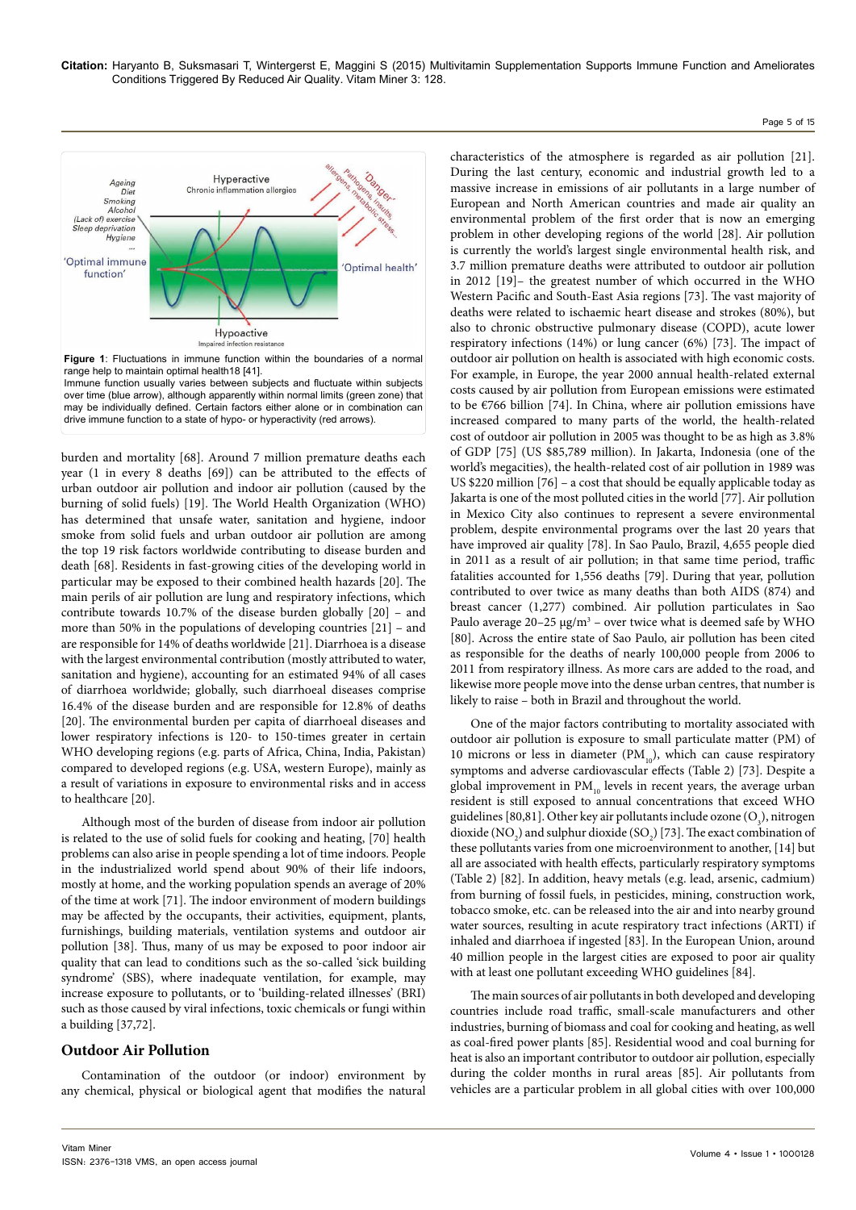**Figure 1**: Fluctuations in immune function within the boundaries of a normal range help to maintain optimal health18 [41].
Immune function usually varies between subjects and fluctuate within subjects over time (blue arrow), although apparently within normal limits (green zone) that may be individually defined. Certain factors either alone or in combination can drive immune function to a state of hypo- or hyperactivity (red arrows).

burden and mortality [68]. Around 7 million premature deaths each year (1 in every 8 deaths [69]) can be attributed to the effects of urban outdoor air pollution and indoor air pollution (caused by the burning of solid fuels) [19]. The World Health Organization (WHO) has determined that unsafe water, sanitation and hygiene, indoor smoke from solid fuels and urban outdoor air pollution are among the top 19 risk factors worldwide contributing to disease burden and death [68]. Residents in fast-growing cities of the developing world in particular may be exposed to their combined health hazards [20]. The main perils of air pollution are lung and respiratory infections, which contribute towards 10.7% of the disease burden globally [20] – and more than 50% in the populations of developing countries [21] – and are responsible for 14% of deaths worldwide [21]. Diarrhoea is a disease with the largest environmental contribution (mostly attributed to water, sanitation and hygiene), accounting for an estimated 94% of all cases of diarrhoea worldwide; globally, such diarrhoeal diseases comprise 16.4% of the disease burden and are responsible for 12.8% of deaths [20]. The environmental burden per capita of diarrhoeal diseases and lower respiratory infections is 120- to 150-times greater in certain WHO developing regions (e.g. parts of Africa, China, India, Pakistan) compared to developed regions (e.g. USA, western Europe), mainly as a result of variations in exposure to environmental risks and in access to healthcare [20].

Although most of the burden of disease from indoor air pollution is related to the use of solid fuels for cooking and heating, [70] health problems can also arise in people spending a lot of time indoors. People in the industrialized world spend about 90% of their life indoors, mostly at home, and the working population spends an average of 20% of the time at work [71]. The indoor environment of modern buildings may be affected by the occupants, their activities, equipment, plants, furnishings, building materials, ventilation systems and outdoor air pollution [38]. Thus, many of us may be exposed to poor indoor air quality that can lead to conditions such as the so-called 'sick building syndrome' (SBS), where inadequate ventilation, for example, may increase exposure to pollutants, or to 'building-related illnesses' (BRI) such as those caused by viral infections, toxic chemicals or fungi within a building [37,72].

## Outdoor Air Pollution

Contamination of the outdoor (or indoor) environment by any chemical, physical or biological agent that modifies the natural characteristics of the atmosphere is regarded as air pollution [21]. During the last century, economic and industrial growth led to a massive increase in emissions of air pollutants in a large number of European and North American countries and made air quality an environmental problem of the first order that is now an emerging problem in other developing regions of the world [28]. Air pollution is currently the world's largest single environmental health risk, and 3.7 million premature deaths were attributed to outdoor air pollution in 2012 [19]– the greatest number of which occurred in the WHO Western Pacific and South-East Asia regions [73]. The vast majority of deaths were related to ischaemic heart disease and strokes (80%), but also to chronic obstructive pulmonary disease (COPD), acute lower respiratory infections (14%) or lung cancer (6%) [73]. The impact of outdoor air pollution on health is associated with high economic costs. For example, in Europe, the year 2000 annual health-related external costs caused by air pollution from European emissions were estimated to be €766 billion [74]. In China, where air pollution emissions have increased compared to many parts of the world, the health-related cost of outdoor air pollution in 2005 was thought to be as high as 3.8% of GDP [75] (US $85,789 million). In Jakarta, Indonesia (one of the world's megacities), the health-related cost of air pollution in 1989 was US $220 million [76] – a cost that should be equally applicable today as Jakarta is one of the most polluted cities in the world [77]. Air pollution in Mexico City also continues to represent a severe environmental problem, despite environmental programs over the last 20 years that have improved air quality [78]. In Sao Paulo, Brazil, 4,655 people died in 2011 as a result of air pollution; in that same time period, traffic fatalities accounted for 1,556 deaths [79]. During that year, pollution contributed to over twice as many deaths than both AIDS (874) and breast cancer (1,277) combined. Air pollution particulates in Sao Paulo average 20–25 μg/m³ – over twice what is deemed safe by WHO [80]. Across the entire state of Sao Paulo, air pollution has been cited as responsible for the deaths of nearly 100,000 people from 2006 to 2011 from respiratory illness. As more cars are added to the road, and likewise more people move into the dense urban centres, that number is likely to raise – both in Brazil and throughout the world.

One of the major factors contributing to mortality associated with outdoor air pollution is exposure to small particulate matter (PM) of 10 microns or less in diameter ($PM_{10}$), which can cause respiratory symptoms and adverse cardiovascular effects (Table 2) [73]. Despite a global improvement in $PM_{10}$ levels in recent years, the average urban resident is still exposed to annual concentrations that exceed WHO guidelines [80,81]. Other key air pollutants include ozone ($O_3$), nitrogen dioxide ($NO_2$) and sulphur dioxide ($SO_2$) [73]. The exact combination of these pollutants varies from one microenvironment to another, [14] but all are associated with health effects, particularly respiratory symptoms (Table 2) [82]. In addition, heavy metals (e.g. lead, arsenic, cadmium) from burning of fossil fuels, in pesticides, mining, construction work, tobacco smoke, etc. can be released into the air and into nearby ground water sources, resulting in acute respiratory tract infections (ARTI) if inhaled and diarrhoea if ingested [83]. In the European Union, around 40 million people in the largest cities are exposed to poor air quality with at least one pollutant exceeding WHO guidelines [84].

The main sources of air pollutants in both developed and developing countries include road traffic, small-scale manufacturers and other industries, burning of biomass and coal for cooking and heating, as well as coal-fired power plants [85]. Residential wood and coal burning for heat is also an important contributor to outdoor air pollution, especially during the colder months in rural areas [85]. Air pollutants from vehicles are a particular problem in all global cities with over 100,000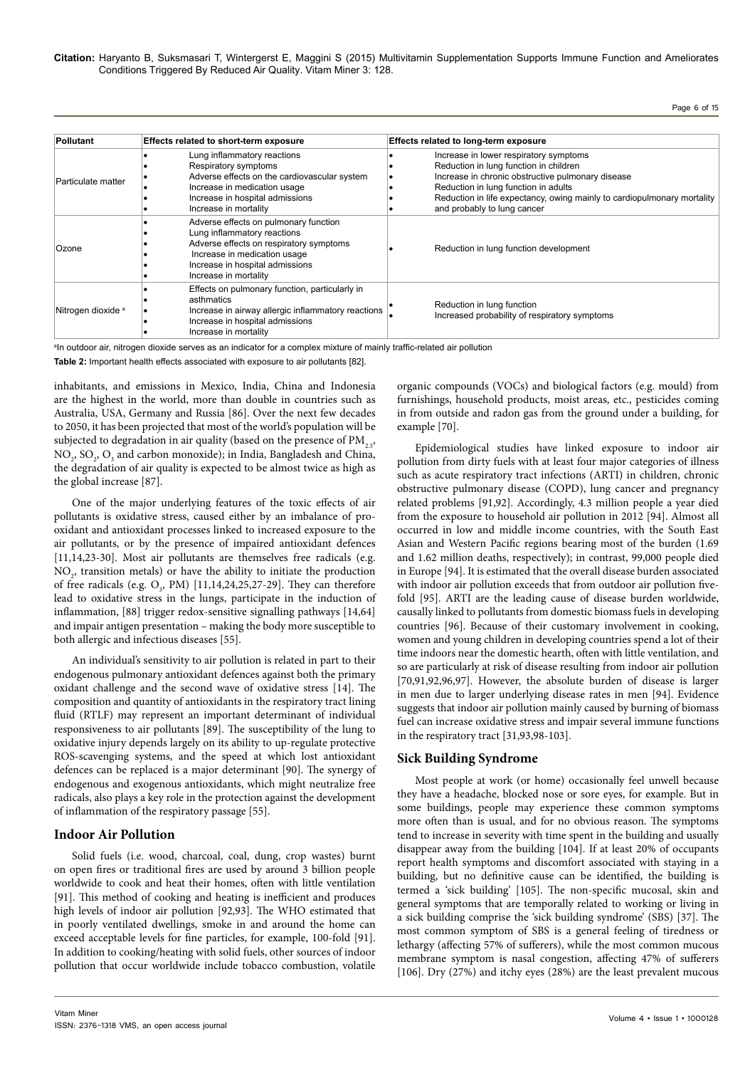| Pollutant | Effects related to short-term exposure | Effects related to long-term exposure |
| --- | --- | --- |
| Particulate matter | • Lung inflammatory reactions<br>• Respiratory symptoms<br>• Adverse effects on the cardiovascular system<br>• Increase in medication usage<br>• Increase in hospital admissions<br>• Increase in mortality | • Increase in lower respiratory symptoms<br>• Reduction in lung function in children<br>• Increase in chronic obstructive pulmonary disease<br>• Reduction in lung function in adults<br>• Reduction in life expectancy, owing mainly to cardiopulmonary mortality<br>• and probably to lung cancer |
| Ozone | • Adverse effects on pulmonary function<br>• Lung inflammatory reactions<br>• Adverse effects on respiratory symptoms<br>• Increase in medication usage<br>• Increase in hospital admissions<br>• Increase in mortality | • Reduction in lung function development |
| Nitrogen dioxide [a] | • Effects on pulmonary function, particularly in asthmatics<br>• Increase in airway allergic inflammatory reactions<br>• Increase in hospital admissions<br>• Increase in mortality | • Reduction in lung function<br>• Increased probability of respiratory symptoms |

[a]In outdoor air, nitrogen dioxide serves as an indicator for a complex mixture of mainly traffic-related air pollution

**Table 2:** Important health effects associated with exposure to air pollutants [82].

inhabitants, and emissions in Mexico, India, China and Indonesia are the highest in the world, more than double in countries such as Australia, USA, Germany and Russia [86]. Over the next few decades to 2050, it has been projected that most of the world's population will be subjected to degradation in air quality (based on the presence of $PM_{2.5}$, $NO_2$, $SO_2$, $O_3$ and carbon monoxide); in India, Bangladesh and China, the degradation of air quality is expected to be almost twice as high as the global increase [87].

One of the major underlying features of the toxic effects of air pollutants is oxidative stress, caused either by an imbalance of pro-oxidant and antioxidant processes linked to increased exposure to the air pollutants, or by the presence of impaired antioxidant defences [11,14,23-30]. Most air pollutants are themselves free radicals (e.g. $NO_2$, transition metals) or have the ability to initiate the production of free radicals (e.g. $O_3$, PM) [11,14,24,25,27-29]. They can therefore lead to oxidative stress in the lungs, participate in the induction of inflammation, [88] trigger redox-sensitive signalling pathways [14,64] and impair antigen presentation – making the body more susceptible to both allergic and infectious diseases [55].

An individual's sensitivity to air pollution is related in part to their endogenous pulmonary antioxidant defences against both the primary oxidant challenge and the second wave of oxidative stress [14]. The composition and quantity of antioxidants in the respiratory tract lining fluid (RTLF) may represent an important determinant of individual responsiveness to air pollutants [89]. The susceptibility of the lung to oxidative injury depends largely on its ability to up-regulate protective ROS-scavenging systems, and the speed at which lost antioxidant defences can be replaced is a major determinant [90]. The synergy of endogenous and exogenous antioxidants, which might neutralize free radicals, also plays a key role in the protection against the development of inflammation of the respiratory passage [55].

## Indoor Air Pollution

Solid fuels (i.e. wood, charcoal, coal, dung, crop wastes) burnt on open fires or traditional fires are used by around 3 billion people worldwide to cook and heat their homes, often with little ventilation [91]. This method of cooking and heating is inefficient and produces high levels of indoor air pollution [92,93]. The WHO estimated that in poorly ventilated dwellings, smoke in and around the home can exceed acceptable levels for fine particles, for example, 100-fold [91]. In addition to cooking/heating with solid fuels, other sources of indoor pollution that occur worldwide include tobacco combustion, volatile organic compounds (VOCs) and biological factors (e.g. mould) from furnishings, household products, moist areas, etc., pesticides coming in from outside and radon gas from the ground under a building, for example [70].

Epidemiological studies have linked exposure to indoor air pollution from dirty fuels with at least four major categories of illness such as acute respiratory tract infections (ARTI) in children, chronic obstructive pulmonary disease (COPD), lung cancer and pregnancy related problems [91,92]. Accordingly, 4.3 million people a year died from the exposure to household air pollution in 2012 [94]. Almost all occurred in low and middle income countries, with the South East Asian and Western Pacific regions bearing most of the burden (1.69 and 1.62 million deaths, respectively); in contrast, 99,000 people died in Europe [94]. It is estimated that the overall disease burden associated with indoor air pollution exceeds that from outdoor air pollution five-fold [95]. ARTI are the leading cause of disease burden worldwide, causally linked to pollutants from domestic biomass fuels in developing countries [96]. Because of their customary involvement in cooking, women and young children in developing countries spend a lot of their time indoors near the domestic hearth, often with little ventilation, and so are particularly at risk of disease resulting from indoor air pollution [70,91,92,96,97]. However, the absolute burden of disease is larger in men due to larger underlying disease rates in men [94]. Evidence suggests that indoor air pollution mainly caused by burning of biomass fuel can increase oxidative stress and impair several immune functions in the respiratory tract [31,93,98-103].

## Sick Building Syndrome

Most people at work (or home) occasionally feel unwell because they have a headache, blocked nose or sore eyes, for example. But in some buildings, people may experience these common symptoms more often than is usual, and for no obvious reason. The symptoms tend to increase in severity with time spent in the building and usually disappear away from the building [104]. If at least 20% of occupants report health symptoms and discomfort associated with staying in a building, but no definitive cause can be identified, the building is termed a 'sick building' [105]. The non-specific mucosal, skin and general symptoms that are temporally related to working or living in a sick building comprise the 'sick building syndrome' (SBS) [37]. The most common symptom of SBS is a general feeling of tiredness or lethargy (affecting 57% of sufferers), while the most common mucous membrane symptom is nasal congestion, affecting 47% of sufferers [106]. Dry (27%) and itchy eyes (28%) are the least prevalent mucous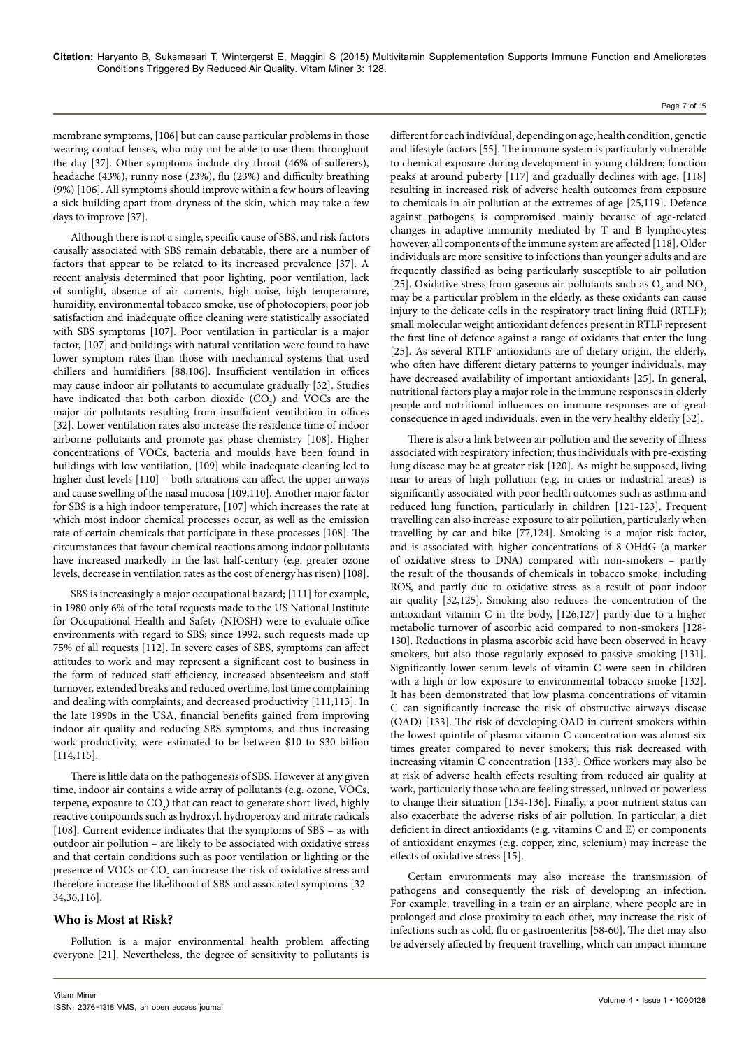membrane symptoms, [106] but can cause particular problems in those wearing contact lenses, who may not be able to use them throughout the day [37]. Other symptoms include dry throat (46% of sufferers), headache (43%), runny nose (23%), flu (23%) and difficulty breathing (9%) [106]. All symptoms should improve within a few hours of leaving a sick building apart from dryness of the skin, which may take a few days to improve [37].

Although there is not a single, specific cause of SBS, and risk factors causally associated with SBS remain debatable, there are a number of factors that appear to be related to its increased prevalence [37]. A recent analysis determined that poor lighting, poor ventilation, lack of sunlight, absence of air currents, high noise, high temperature, humidity, environmental tobacco smoke, use of photocopiers, poor job satisfaction and inadequate office cleaning were statistically associated with SBS symptoms [107]. Poor ventilation in particular is a major factor, [107] and buildings with natural ventilation were found to have lower symptom rates than those with mechanical systems that used chillers and humidifiers [88,106]. Insufficient ventilation in offices may cause indoor air pollutants to accumulate gradually [32]. Studies have indicated that both carbon dioxide ($CO_2$) and VOCs are the major air pollutants resulting from insufficient ventilation in offices [32]. Lower ventilation rates also increase the residence time of indoor airborne pollutants and promote gas phase chemistry [108]. Higher concentrations of VOCs, bacteria and moulds have been found in buildings with low ventilation, [109] while inadequate cleaning led to higher dust levels [110] – both situations can affect the upper airways and cause swelling of the nasal mucosa [109,110]. Another major factor for SBS is a high indoor temperature, [107] which increases the rate at which most indoor chemical processes occur, as well as the emission rate of certain chemicals that participate in these processes [108]. The circumstances that favour chemical reactions among indoor pollutants have increased markedly in the last half-century (e.g. greater ozone levels, decrease in ventilation rates as the cost of energy has risen) [108].

SBS is increasingly a major occupational hazard; [111] for example, in 1980 only 6% of the total requests made to the US National Institute for Occupational Health and Safety (NIOSH) were to evaluate office environments with regard to SBS; since 1992, such requests made up 75% of all requests [112]. In severe cases of SBS, symptoms can affect attitudes to work and may represent a significant cost to business in the form of reduced staff efficiency, increased absenteeism and staff turnover, extended breaks and reduced overtime, lost time complaining and dealing with complaints, and decreased productivity [111,113]. In the late 1990s in the USA, financial benefits gained from improving indoor air quality and reducing SBS symptoms, and thus increasing work productivity, were estimated to be between \$10 to \$30 billion [114,115].

There is little data on the pathogenesis of SBS. However at any given time, indoor air contains a wide array of pollutants (e.g. ozone, VOCs, terpene, exposure to $CO_2$) that can react to generate short-lived, highly reactive compounds such as hydroxyl, hydroperoxy and nitrate radicals [108]. Current evidence indicates that the symptoms of SBS – as with outdoor air pollution – are likely to be associated with oxidative stress and that certain conditions such as poor ventilation or lighting or the presence of VOCs or $CO_2$ can increase the risk of oxidative stress and therefore increase the likelihood of SBS and associated symptoms [32-34,36,116].

## Who is Most at Risk?

Pollution is a major environmental health problem affecting everyone [21]. Nevertheless, the degree of sensitivity to pollutants is different for each individual, depending on age, health condition, genetic and lifestyle factors [55]. The immune system is particularly vulnerable to chemical exposure during development in young children; function peaks at around puberty [117] and gradually declines with age, [118] resulting in increased risk of adverse health outcomes from exposure to chemicals in air pollution at the extremes of age [25,119]. Defence against pathogens is compromised mainly because of age-related changes in adaptive immunity mediated by T and B lymphocytes; however, all components of the immune system are affected [118]. Older individuals are more sensitive to infections than younger adults and are frequently classified as being particularly susceptible to air pollution [25]. Oxidative stress from gaseous air pollutants such as $O_3$ and $NO_2$ may be a particular problem in the elderly, as these oxidants can cause injury to the delicate cells in the respiratory tract lining fluid (RTLF); small molecular weight antioxidant defences present in RTLF represent the first line of defence against a range of oxidants that enter the lung [25]. As several RTLF antioxidants are of dietary origin, the elderly, who often have different dietary patterns to younger individuals, may have decreased availability of important antioxidants [25]. In general, nutritional factors play a major role in the immune responses in elderly people and nutritional influences on immune responses are of great consequence in aged individuals, even in the very healthy elderly [52].

There is also a link between air pollution and the severity of illness associated with respiratory infection; thus individuals with pre-existing lung disease may be at greater risk [120]. As might be supposed, living near to areas of high pollution (e.g. in cities or industrial areas) is significantly associated with poor health outcomes such as asthma and reduced lung function, particularly in children [121-123]. Frequent travelling can also increase exposure to air pollution, particularly when travelling by car and bike [77,124]. Smoking is a major risk factor, and is associated with higher concentrations of 8-OHdG (a marker of oxidative stress to DNA) compared with non-smokers – partly the result of the thousands of chemicals in tobacco smoke, including ROS, and partly due to oxidative stress as a result of poor indoor air quality [32,125]. Smoking also reduces the concentration of the antioxidant vitamin C in the body, [126,127] partly due to a higher metabolic turnover of ascorbic acid compared to non-smokers [128-130]. Reductions in plasma ascorbic acid have been observed in heavy smokers, but also those regularly exposed to passive smoking [131]. Significantly lower serum levels of vitamin C were seen in children with a high or low exposure to environmental tobacco smoke [132]. It has been demonstrated that low plasma concentrations of vitamin C can significantly increase the risk of obstructive airways disease (OAD) [133]. The risk of developing OAD in current smokers within the lowest quintile of plasma vitamin C concentration was almost six times greater compared to never smokers; this risk decreased with increasing vitamin C concentration [133]. Office workers may also be at risk of adverse health effects resulting from reduced air quality at work, particularly those who are feeling stressed, unloved or powerless to change their situation [134-136]. Finally, a poor nutrient status can also exacerbate the adverse risks of air pollution. In particular, a diet deficient in direct antioxidants (e.g. vitamins C and E) or components of antioxidant enzymes (e.g. copper, zinc, selenium) may increase the effects of oxidative stress [15].

Certain environments may also increase the transmission of pathogens and consequently the risk of developing an infection. For example, travelling in a train or an airplane, where people are in prolonged and close proximity to each other, may increase the risk of infections such as cold, flu or gastroenteritis [58-60]. The diet may also be adversely affected by frequent travelling, which can impact immune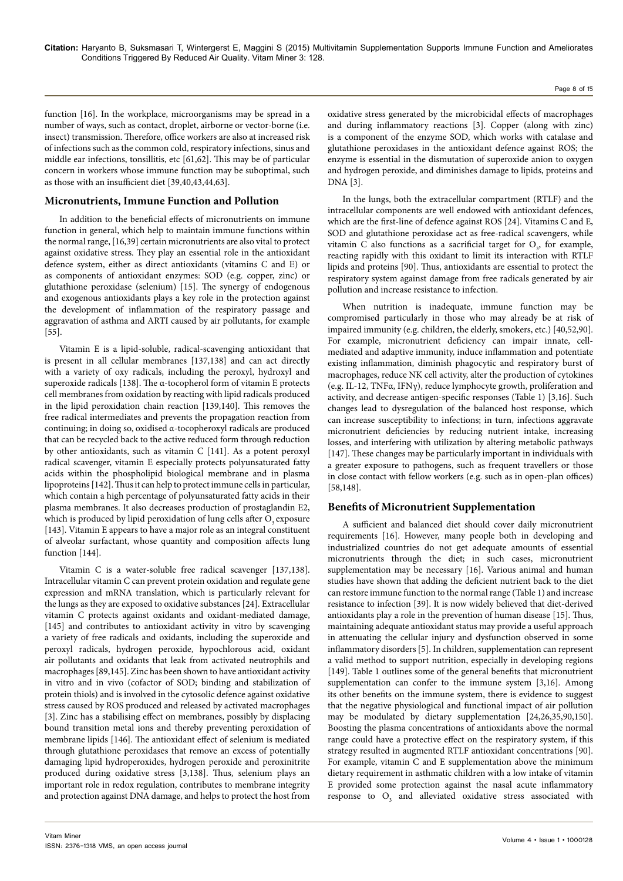function [16]. In the workplace, microorganisms may be spread in a number of ways, such as contact, droplet, airborne or vector-borne (i.e. insect) transmission. Therefore, office workers are also at increased risk of infections such as the common cold, respiratory infections, sinus and middle ear infections, tonsillitis, etc [61,62]. This may be of particular concern in workers whose immune function may be suboptimal, such as those with an insufficient diet [39,40,43,44,63].

## Micronutrients, Immune Function and Pollution

In addition to the beneficial effects of micronutrients on immune function in general, which help to maintain immune functions within the normal range, [16,39] certain micronutrients are also vital to protect against oxidative stress. They play an essential role in the antioxidant defence system, either as direct antioxidants (vitamins C and E) or as components of antioxidant enzymes: SOD (e.g. copper, zinc) or glutathione peroxidase (selenium) [15]. The synergy of endogenous and exogenous antioxidants plays a key role in the protection against the development of inflammation of the respiratory passage and aggravation of asthma and ARTI caused by air pollutants, for example [55].

Vitamin E is a lipid-soluble, radical-scavenging antioxidant that is present in all cellular membranes [137,138] and can act directly with a variety of oxy radicals, including the peroxyl, hydroxyl and superoxide radicals [138]. The α-tocopherol form of vitamin E protects cell membranes from oxidation by reacting with lipid radicals produced in the lipid peroxidation chain reaction [139,140]. This removes the free radical intermediates and prevents the propagation reaction from continuing; in doing so, oxidised α-tocopheroxyl radicals are produced that can be recycled back to the active reduced form through reduction by other antioxidants, such as vitamin C [141]. As a potent peroxyl radical scavenger, vitamin E especially protects polyunsaturated fatty acids within the phospholipid biological membrane and in plasma lipoproteins [142]. Thus it can help to protect immune cells in particular, which contain a high percentage of polyunsaturated fatty acids in their plasma membranes. It also decreases production of prostaglandin E2, which is produced by lipid peroxidation of lung cells after $O_3$ exposure [143]. Vitamin E appears to have a major role as an integral constituent of alveolar surfactant, whose quantity and composition affects lung function [144].

Vitamin C is a water-soluble free radical scavenger [137,138]. Intracellular vitamin C can prevent protein oxidation and regulate gene expression and mRNA translation, which is particularly relevant for the lungs as they are exposed to oxidative substances [24]. Extracellular vitamin C protects against oxidants and oxidant-mediated damage, [145] and contributes to antioxidant activity in vitro by scavenging a variety of free radicals and oxidants, including the superoxide and peroxyl radicals, hydrogen peroxide, hypochlorous acid, oxidant air pollutants and oxidants that leak from activated neutrophils and macrophages [89,145]. Zinc has been shown to have antioxidant activity in vitro and in vivo (cofactor of SOD; binding and stabilization of protein thiols) and is involved in the cytosolic defence against oxidative stress caused by ROS produced and released by activated macrophages [3]. Zinc has a stabilising effect on membranes, possibly by displacing bound transition metal ions and thereby preventing peroxidation of membrane lipids [146]. The antioxidant effect of selenium is mediated through glutathione peroxidases that remove an excess of potentially damaging lipid hydroperoxides, hydrogen peroxide and peroxinitrite produced during oxidative stress [3,138]. Thus, selenium plays an important role in redox regulation, contributes to membrane integrity and protection against DNA damage, and helps to protect the host from oxidative stress generated by the microbicidal effects of macrophages and during inflammatory reactions [3]. Copper (along with zinc) is a component of the enzyme SOD, which works with catalase and glutathione peroxidases in the antioxidant defence against ROS; the enzyme is essential in the dismutation of superoxide anion to oxygen and hydrogen peroxide, and diminishes damage to lipids, proteins and DNA [3].

In the lungs, both the extracellular compartment (RTLF) and the intracellular components are well endowed with antioxidant defences, which are the first-line of defence against ROS [24]. Vitamins C and E, SOD and glutathione peroxidase act as free-radical scavengers, while vitamin C also functions as a sacrificial target for $O_3$, for example, reacting rapidly with this oxidant to limit its interaction with RTLF lipids and proteins [90]. Thus, antioxidants are essential to protect the respiratory system against damage from free radicals generated by air pollution and increase resistance to infection.

When nutrition is inadequate, immune function may be compromised particularly in those who may already be at risk of impaired immunity (e.g. children, the elderly, smokers, etc.) [40,52,90]. For example, micronutrient deficiency can impair innate, cell-mediated and adaptive immunity, induce inflammation and potentiate existing inflammation, diminish phagocytic and respiratory burst of macrophages, reduce NK cell activity, alter the production of cytokines (e.g. IL-12, TNFα, IFNγ), reduce lymphocyte growth, proliferation and activity, and decrease antigen-specific responses (Table 1) [3,16]. Such changes lead to dysregulation of the balanced host response, which can increase susceptibility to infections; in turn, infections aggravate micronutrient deficiencies by reducing nutrient intake, increasing losses, and interfering with utilization by altering metabolic pathways [147]. These changes may be particularly important in individuals with a greater exposure to pathogens, such as frequent travellers or those in close contact with fellow workers (e.g. such as in open-plan offices) [58,148].

## Benefits of Micronutrient Supplementation

A sufficient and balanced diet should cover daily micronutrient requirements [16]. However, many people both in developing and industrialized countries do not get adequate amounts of essential micronutrients through the diet; in such cases, micronutrient supplementation may be necessary [16]. Various animal and human studies have shown that adding the deficient nutrient back to the diet can restore immune function to the normal range (Table 1) and increase resistance to infection [39]. It is now widely believed that diet-derived antioxidants play a role in the prevention of human disease [15]. Thus, maintaining adequate antioxidant status may provide a useful approach in attenuating the cellular injury and dysfunction observed in some inflammatory disorders [5]. In children, supplementation can represent a valid method to support nutrition, especially in developing regions [149]. Table 1 outlines some of the general benefits that micronutrient supplementation can confer to the immune system [3,16]. Among its other benefits on the immune system, there is evidence to suggest that the negative physiological and functional impact of air pollution may be modulated by dietary supplementation [24,26,35,90,150]. Boosting the plasma concentrations of antioxidants above the normal range could have a protective effect on the respiratory system, if this strategy resulted in augmented RTLF antioxidant concentrations [90]. For example, vitamin C and E supplementation above the minimum dietary requirement in asthmatic children with a low intake of vitamin E provided some protection against the nasal acute inflammatory response to $O_3$ and alleviated oxidative stress associated with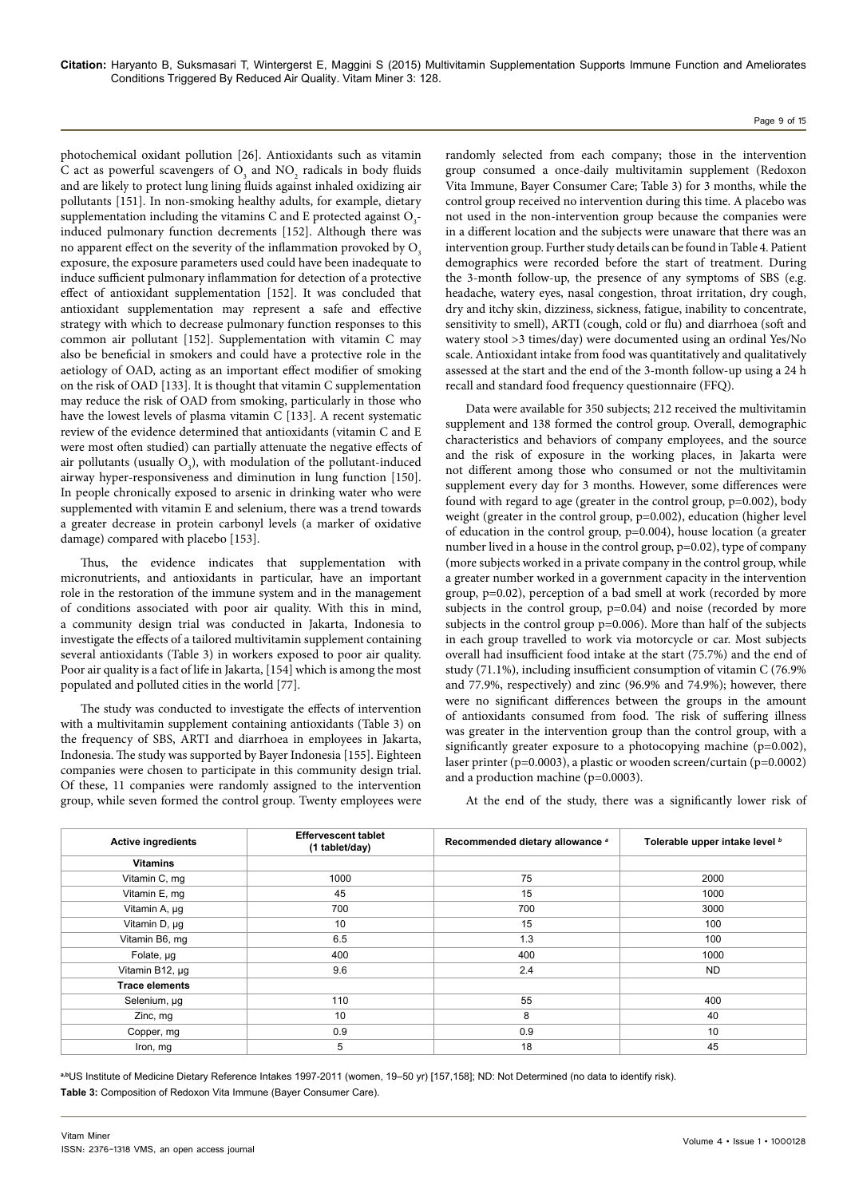photochemical oxidant pollution [26]. Antioxidants such as vitamin C act as powerful scavengers of $O_3$ and $NO_2$ radicals in body fluids and are likely to protect lung lining fluids against inhaled oxidizing air pollutants [151]. In non-smoking healthy adults, for example, dietary supplementation including the vitamins C and E protected against $O_3$-induced pulmonary function decrements [152]. Although there was no apparent effect on the severity of the inflammation provoked by $O_3$ exposure, the exposure parameters used could have been inadequate to induce sufficient pulmonary inflammation for detection of a protective effect of antioxidant supplementation [152]. It was concluded that antioxidant supplementation may represent a safe and effective strategy with which to decrease pulmonary function responses to this common air pollutant [152]. Supplementation with vitamin C may also be beneficial in smokers and could have a protective role in the aetiology of OAD, acting as an important effect modifier of smoking on the risk of OAD [133]. It is thought that vitamin C supplementation may reduce the risk of OAD from smoking, particularly in those who have the lowest levels of plasma vitamin C [133]. A recent systematic review of the evidence determined that antioxidants (vitamin C and E were most often studied) can partially attenuate the negative effects of air pollutants (usually $O_3$), with modulation of the pollutant-induced airway hyper-responsiveness and diminution in lung function [150]. In people chronically exposed to arsenic in drinking water who were supplemented with vitamin E and selenium, there was a trend towards a greater decrease in protein carbonyl levels (a marker of oxidative damage) compared with placebo [153].

Thus, the evidence indicates that supplementation with micronutrients, and antioxidants in particular, have an important role in the restoration of the immune system and in the management of conditions associated with poor air quality. With this in mind, a community design trial was conducted in Jakarta, Indonesia to investigate the effects of a tailored multivitamin supplement containing several antioxidants (Table 3) on subjects exposed to poor air quality. Poor air quality is a fact of life in Jakarta, [154] which is among the most populated and polluted cities in the world [77].

The study was conducted to investigate the effects of intervention with a multivitamin supplement containing antioxidants (Table 3) on the frequency of SBS, ARTI and diarrhoea in employees in Jakarta, Indonesia. The study was supported by Bayer Indonesia [155]. Eighteen companies were chosen to participate in this community design trial. Of these, 11 companies were randomly assigned to the intervention group, while seven formed the control group. Twenty employees were randomly selected from each company; those in the intervention group consumed a once-daily multivitamin supplement (Redoxon Vita Immune, Bayer Consumer Care; Table 3) for 3 months, while the control group received no intervention during this time. A placebo was not used in the non-intervention group because the companies were in a different location and the subjects were unaware that there was an intervention group. Further study details can be found in Table 4. Patient demographics were recorded before the start of treatment. During the 3-month follow-up, the presence of any symptoms of SBS (e.g. headache, watery eyes, nasal congestion, throat irritation, dry cough, dry and itchy skin, dizziness, sickness, fatigue, inability to concentrate, sensitivity to smell), ARTI (cough, cold or flu) and diarrhoea (soft and watery stool >3 times/day) were documented using an ordinal Yes/No scale. Antioxidant intake from food was quantitatively and qualitatively assessed at the start and the end of the 3-month follow-up using a 24 h recall and standard food frequency questionnaire (FFQ).

Data were available for 350 subjects; 212 received the multivitamin supplement and 138 formed the control group. Overall, demographic characteristics and behaviors of company employees, and the source and the risk of exposure in the working places, in Jakarta were not different among those who consumed or not the multivitamin supplement every day for 3 months. However, some differences were found with regard to age (greater in the control group, $p=0.002$), body weight (greater in the control group, $p=0.002$), education (higher level of education in the control group, $p=0.004$), house location (a greater number lived in a house in the control group, $p=0.02$), type of company (more subjects worked in a private company in the control group, while a greater number worked in a government capacity in the intervention group, $p=0.02$), perception of a bad smell at work (recorded by more subjects in the control group, $p=0.04$) and noise (recorded by more subjects in the control group $p=0.006$). More than half of the subjects in each group travelled to work via motorcycle or car. Most subjects overall had insufficient food intake at the start (75.7%) and the end of study (71.1%), including insufficient consumption of vitamin C (76.9% and 77.9%, respectively) and zinc (96.9% and 74.9%); however, there were no significant differences between the groups in the amount of antioxidants consumed from food. The risk of suffering illness was greater in the intervention group than the control group, with a significantly greater exposure to a photocopying machine ($p=0.002$), laser printer ($p=0.0003$), a plastic or wooden screen/curtain ($p=0.0002$) and a production machine ($p=0.0003$).

At the end of the study, there was a significantly lower risk of

| Active ingredients | Effervescent tablet (1 tablet/day) | Recommended dietary allowance [a] | Tolerable upper intake level [b] |
|---|---|---|---|
| **Vitamins** | | | |
| Vitamin C, mg | 1000 | 75 | 2000 |
| Vitamin E, mg | 45 | 15 | 1000 |
| Vitamin A, μg | 700 | 700 | 3000 |
| Vitamin D, μg | 10 | 15 | 100 |
| Vitamin B6, mg | 6.5 | 1.3 | 100 |
| Folate, μg | 400 | 400 | 1000 |
| Vitamin B12, μg | 9.6 | 2.4 | ND |
| **Trace elements** | | | |
| Selenium, μg | 110 | 55 | 400 |
| Zinc, mg | 10 | 8 | 40 |
| Copper, mg | 0.9 | 0.9 | 10 |
| Iron, mg | 5 | 18 | 45 |

[a,b]US Institute of Medicine Dietary Reference Intakes 1997-2011 (women, 19–50 yr) [157,158]; ND: Not Determined (no data to identify risk).

**Table 3:** Composition of Redoxon Vita Immune (Bayer Consumer Care).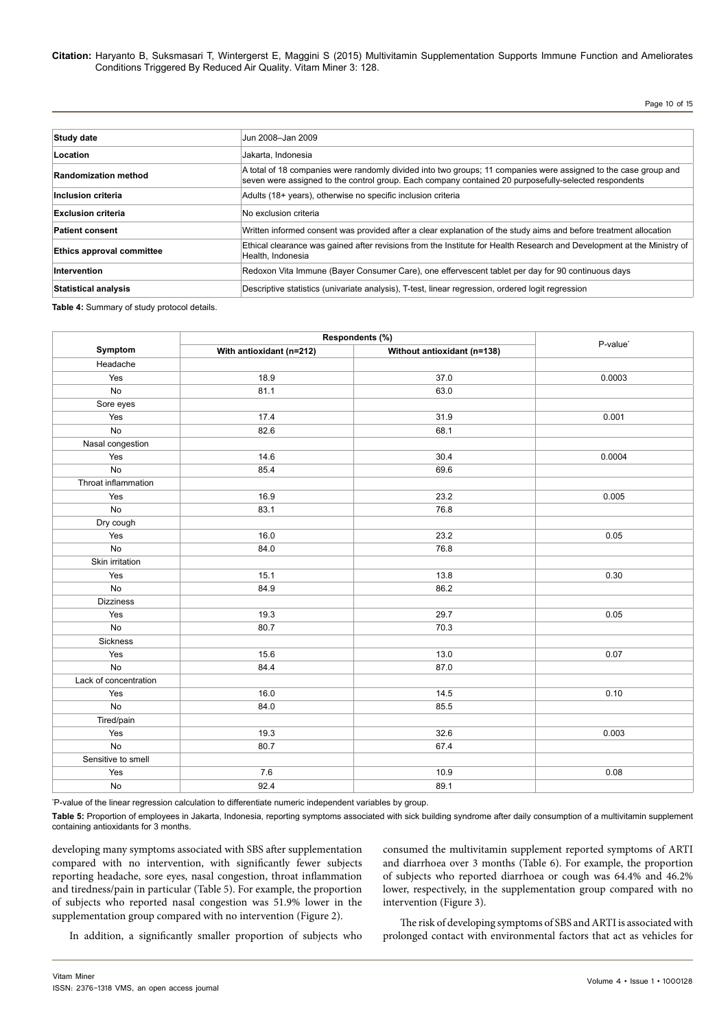| Study date | Jun 2008–Jan 2009 |
|---|---|
| Location | Jakarta, Indonesia |
| Randomization method | A total of 18 companies were randomly divided into two groups; 11 companies were assigned to the case group and seven were assigned to the control group. Each company contained 20 purposefully-selected respondents |
| Inclusion criteria | Adults (18+ years), otherwise no specific inclusion criteria |
| Exclusion criteria | No exclusion criteria |
| Patient consent | Written informed consent was provided after a clear explanation of the study aims and before treatment allocation |
| Ethics approval committee | Ethical clearance was gained after revisions from the Institute for Health Research and Development at the Ministry of Health, Indonesia |
| Intervention | Redoxon Vita Immune (Bayer Consumer Care), one effervescent tablet per day for 90 continuous days |
| Statistical analysis | Descriptive statistics (univariate analysis), T-test, linear regression, ordered logit regression |

**Table 4:** Summary of study protocol details.

| Symptom | Respondents (%) | | P-value* |
|---|---|---|---|
| | With antioxidant (n=212) | Without antioxidant (n=138) | |
| Headache | | | |
| Yes | 18.9 | 37.0 | 0.0003 |
| No | 81.1 | 63.0 | |
| Sore eyes | | | |
| Yes | 17.4 | 31.9 | 0.001 |
| No | 82.6 | 68.1 | |
| Nasal congestion | | | |
| Yes | 14.6 | 30.4 | 0.0004 |
| No | 85.4 | 69.6 | |
| Throat inflammation | | | |
| Yes | 16.9 | 23.2 | 0.005 |
| No | 83.1 | 76.8 | |
| Dry cough | | | |
| Yes | 16.0 | 23.2 | 0.05 |
| No | 84.0 | 76.8 | |
| Skin irritation | | | |
| Yes | 15.1 | 13.8 | 0.30 |
| No | 84.9 | 86.2 | |
| Dizziness | | | |
| Yes | 19.3 | 29.7 | 0.05 |
| No | 80.7 | 70.3 | |
| Sickness | | | |
| Yes | 15.6 | 13.0 | 0.07 |
| No | 84.4 | 87.0 | |
| Lack of concentration | | | |
| Yes | 16.0 | 14.5 | 0.10 |
| No | 84.0 | 85.5 | |
| Tired/pain | | | |
| Yes | 19.3 | 32.6 | 0.003 |
| No | 80.7 | 67.4 | |
| Sensitive to smell | | | |
| Yes | 7.6 | 10.9 | 0.08 |
| No | 92.4 | 89.1 | |

*P-value of the linear regression calculation to differentiate numeric independent variables by group.

**Table 5:** Proportion of employees in Jakarta, Indonesia, reporting symptoms associated with sick building syndrome after daily consumption of a multivitamin supplement containing antioxidants for 3 months.

developing many symptoms associated with SBS after supplementation compared with no intervention, with significantly fewer subjects reporting headache, sore eyes, nasal congestion, throat inflammation and tiredness/pain in particular (Table 5). For example, the proportion of subjects who reported nasal congestion was 51.9% lower in the supplementation group compared with no intervention (Figure 2).

In addition, a significantly smaller proportion of subjects who consumed the multivitamin supplement reported symptoms of ARTI and diarrhoea over 3 months (Table 6). For example, the proportion of subjects who reported diarrhoea or cough was 64.4% and 46.2% lower, respectively, in the supplementation group compared with no intervention (Figure 3).

The risk of developing symptoms of SBS and ARTI is associated with prolonged contact with environmental factors that act as vehicles for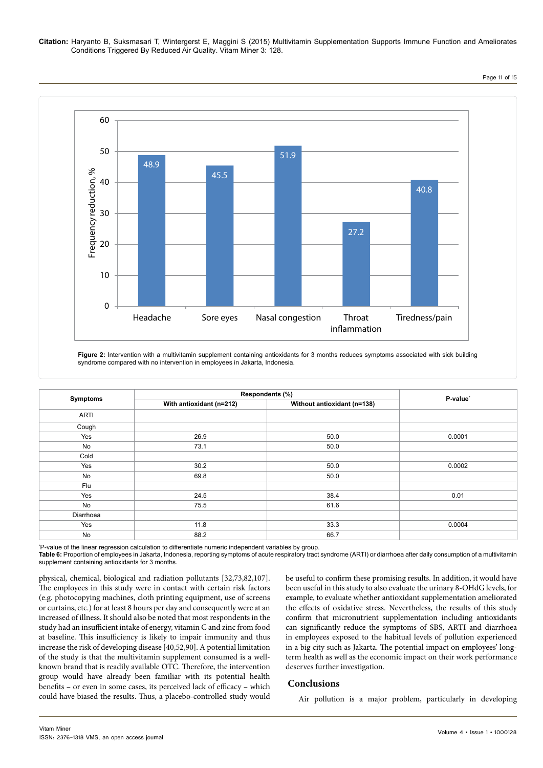Figure 2: Intervention with a multivitamin supplement containing antioxidants for 3 months reduces symptoms associated with sick building syndrome compared with no intervention in employees in Jakarta, Indonesia.

| Symptoms | Respondents (%) | | P-value* |
|---|---|---|---|
| | With antioxidant (n=212) | Without antioxidant (n=138) | |
| ARTI | | | |
| Cough | | | |
| Yes | 26.9 | 50.0 | 0.0001 |
| No | 73.1 | 50.0 | |
| Cold | | | |
| Yes | 30.2 | 50.0 | 0.0002 |
| No | 69.8 | 50.0 | |
| Flu | | | |
| Yes | 24.5 | 38.4 | 0.01 |
| No | 75.5 | 61.6 | |
| Diarrhoea | | | |
| Yes | 11.8 | 33.3 | 0.0004 |
| No | 88.2 | 66.7 | |

*P-value of the linear regression calculation to differentiate numeric independent variables by group.

**Table 6:** Proportion of employees in Jakarta, Indonesia, reporting symptoms of acute respiratory tract syndrome (ARTI) or diarrhoea after daily consumption of a multivitamin supplement containing antioxidants for 3 months.

physical, chemical, biological and radiation pollutants [32,73,82,107]. The employees in this study were in contact with certain risk factors (e.g. photocopying machines, cloth printing equipment, use of screens or curtains, etc.) for at least 8 hours per day and consequently were at an increased of illness. It should also be noted that most respondents in the study had an insufficient intake of energy, vitamin C and zinc from food at baseline. This insufficiency is likely to impair immunity and thus increase the risk of developing disease [40,52,90]. A potential limitation of the study is that the multivitamin supplement consumed is a well-known brand that is readily available OTC. Therefore, the intervention group would have already been familiar with its potential health benefits – or even in some cases, its perceived lack of efficacy – which could have biased the results. Thus, a placebo-controlled study would be useful to confirm these promising results. In addition, it would have been useful in this study to also evaluate the urinary 8-OHdG levels, for example, to evaluate whether antioxidant supplementation ameliorated the effects of oxidative stress. Nevertheless, the results of this study confirm that micronutrient supplementation including antioxidants can significantly reduce the symptoms of SBS, ARTI and diarrhoea in employees exposed to the habitual levels of pollution experienced in a big city such as Jakarta. The potential impact on employees' long-term health as well as the economic impact on their work performance deserves further investigation.

## Conclusions

Air pollution is a major problem, particularly in developing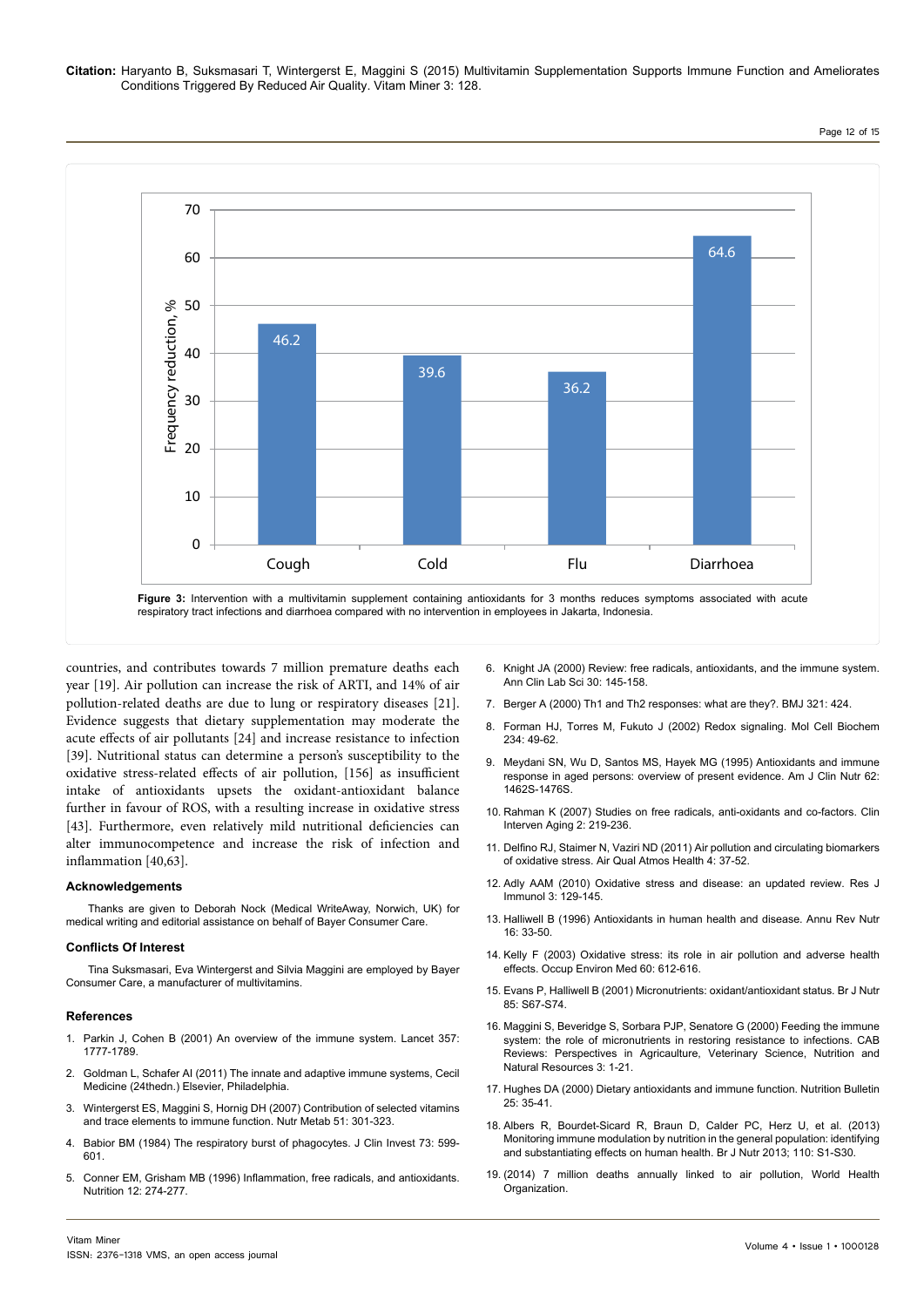**Figure 3:** Intervention with a multivitamin supplement containing antioxidants for 3 months reduces symptoms associated with acute respiratory tract infections and diarrhoea compared with no intervention in employees in Jakarta, Indonesia.

countries, and contributes towards 7 million premature deaths each year [19]. Air pollution can increase the risk of ARTI, and 14% of air pollution-related deaths are due to lung or respiratory diseases [21]. Evidence suggests that dietary supplementation may moderate the acute effects of air pollutants [24] and increase resistance to infection [39]. Nutritional status can determine a person's susceptibility to the oxidative stress-related effects of air pollution, [156] as insufficient intake of antioxidants upsets the oxidant-antioxidant balance further in favour of ROS, with a resulting increase in oxidative stress [43]. Furthermore, even relatively mild nutritional deficiencies can alter immunocompetence and increase the risk of infection and inflammation [40,63].

## Acknowledgements

Thanks are given to Deborah Nock (Medical WriteAway, Norwich, UK) for medical writing and editorial assistance on behalf of Bayer Consumer Care.

## Conflicts Of Interest

Tina Suksmasari, Eva Wintergerst and Silvia Maggini are employed by Bayer Consumer Care, a manufacturer of multivitamins.

## References

1. Parkin J, Cohen B (2001) An overview of the immune system. Lancet 357: 1777-1789.
2. Goldman L, Schafer AI (2011) The innate and adaptive immune systems, Cecil Medicine (24thedn.) Elsevier, Philadelphia.
3. Wintergerst ES, Maggini S, Hornig DH (2007) Contribution of selected vitamins and trace elements to immune function. Nutr Metab 51: 301-323.
4. Babior BM (1984) The respiratory burst of phagocytes. J Clin Invest 73: 599-601.
5. Conner EM, Grisham MB (1996) Inflammation, free radicals, and antioxidants. Nutrition 12: 274-277.
6. Knight JA (2000) Review: free radicals, antioxidants, and the immune system. Ann Clin Lab Sci 30: 145-158.
7. Berger A (2000) Th1 and Th2 responses: what are they?. BMJ 321: 424.
8. Forman HJ, Torres M, Fukuto J (2002) Redox signaling. Mol Cell Biochem 234: 49-62.
9. Meydani SN, Wu D, Santos MS, Hayek MG (1995) Antioxidants and immune response in aged persons: overview of present evidence. Am J Clin Nutr 62: 1462S-1476S.
10. Rahman K (2007) Studies on free radicals, anti-oxidants and co-factors. Clin Interven Aging 2: 219-236.
11. Delfino RJ, Staimer N, Vaziri ND (2011) Air pollution and circulating biomarkers of oxidative stress. Air Qual Atmos Health 4: 37-52.
12. Adly AAM (2010) Oxidative stress and disease: an updated review. Res J Immunol 3: 129-145.
13. Halliwell B (1996) Antioxidants in human health and disease. Annu Rev Nutr 16: 33-50.
14. Kelly F (2003) Oxidative stress: its role in air pollution and adverse health effects. Occup Environ Med 60: 612-616.
15. Evans P, Halliwell B (2001) Micronutrients: oxidant/antioxidant status. Br J Nutr 85: S67-S74.
16. Maggini S, Beveridge S, Sorbara PJP, Senatore G (2000) Feeding the immune system: the role of micronutrients in restoring resistance to infections. CAB Reviews: Perspectives in Agricaulture, Veterinary Science, Nutrition and Natural Resources 3: 1-21.
17. Hughes DA (2000) Dietary antioxidants and immune function. Nutrition Bulletin 25: 35-41.
18. Albers R, Bourdet-Sicard R, Braun D, Calder PC, Herz U, et al. (2013) Monitoring immune modulation by nutrition in the general population: identifying and substantiating effects on human health. Br J Nutr 2013; 110: S1-S30.
19. (2014) 7 million deaths annually linked to air pollution, World Health Organization.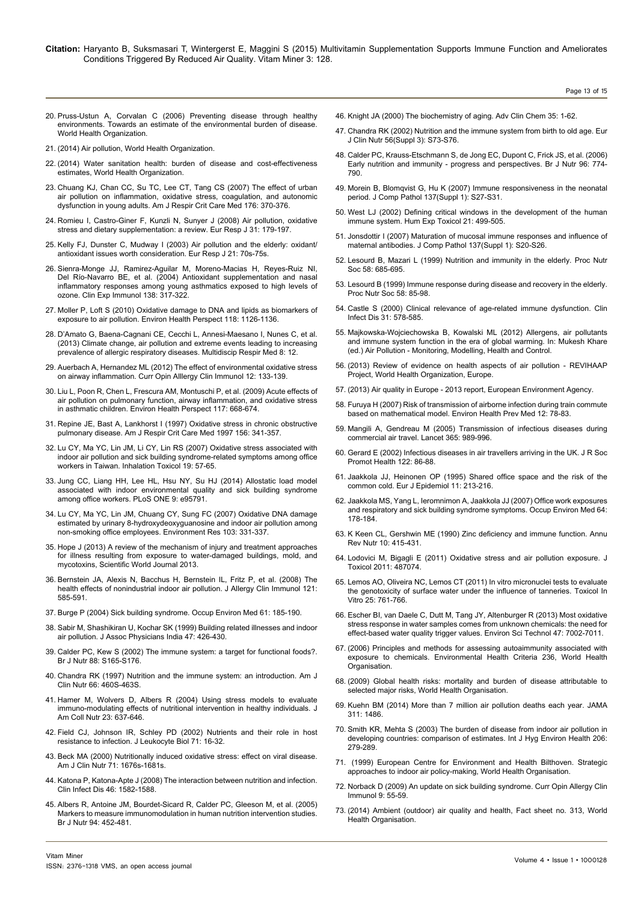20. Pruss-Ustun A, Corvalan C (2006) Preventing disease through healthy environments. Towards an estimate of the environmental burden of disease. World Health Organization.

21. (2014) Air pollution, World Health Organization.

22. (2014) Water sanitation health: burden of disease and cost-effectiveness estimates, World Health Organization.

23. Chuang KJ, Chan CC, Su TC, Lee CT, Tang CS (2007) The effect of urban air pollution on inflammation, oxidative stress, coagulation, and autonomic dysfunction in young adults. Am J Respir Crit Care Med 176: 370-376.

24. Romieu I, Castro-Giner F, Kunzli N, Sunyer J (2008) Air pollution, oxidative stress and dietary supplementation: a review. Eur Resp J 31: 179-197.

25. Kelly FJ, Dunster C, Mudway I (2003) Air pollution and the elderly: oxidant/antioxidant issues worth consideration. Eur Resp J 21: 70s-75s.

26. Sienra-Monge JJ, Ramirez-Aguilar M, Moreno-Macias H, Reyes-Ruiz NI, Del Río-Navarro BE, et al. (2004) Antioxidant supplementation and nasal inflammatory responses among young asthmatics exposed to high levels of ozone. Clin Exp Immunol 138: 317-322.

27. Moller P, Loft S (2010) Oxidative damage to DNA and lipids as biomarkers of exposure to air pollution. Environ Health Perspect 118: 1126-1136.

28. D'Amato G, Baena-Cagnani CE, Cecchi L, Annesi-Maesano I, Nunes C, et al. (2013) Climate change, air pollution and extreme events leading to increasing prevalence of allergic respiratory diseases. Multidiscip Respir Med 8: 12.

29. Auerbach A, Hernandez ML (2012) The effect of environmental oxidative stress on airway inflammation. Curr Opin Alllergy Clin Immunol 12: 133-139.

30. Liu L, Poon R, Chen L, Frescura AM, Montuschi P, et al. (2009) Acute effects of air pollution on pulmonary function, airway inflammation, and oxidative stress in asthmatic children. Environ Health Perspect 117: 668-674.

31. Repine JE, Bast A, Lankhorst I (1997) Oxidative stress in chronic obstructive pulmonary disease. Am J Respir Crit Care Med 1997 156: 341-357.

32. Lu CY, Ma YC, Lin JM, Li CY, Lin RS (2007) Oxidative stress associated with indoor air pollution and sick building syndrome-related symptoms among office workers in Taiwan. Inhalation Toxicol 19: 57-65.

33. Jung CC, Liang HH, Lee HL, Hsu NY, Su HJ (2014) Allostatic load model associated with indoor environmental quality and sick building syndrome among office workers. PLoS ONE 9: e95791.

34. Lu CY, Ma YC, Lin JM, Chuang CY, Sung FC (2007) Oxidative DNA damage estimated by urinary 8-hydroxydeoxyguanosine and indoor air pollution among non-smoking office employees. Environment Res 103: 331-337.

35. Hope J (2013) A review of the mechanism of injury and treatment approaches for illness resulting from exposure to water-damaged buildings, mold, and mycotoxins, Scientific World Journal 2013.

36. Bernstein JA, Alexis N, Bacchus H, Bernstein IL, Fritz P, et al. (2008) The health effects of nonindustrial indoor air pollution. J Allergy Clin Immunol 121: 585-591.

37. Burge P (2004) Sick building syndrome. Occup Environ Med 61: 185-190.

38. Sabir M, Shashikiran U, Kochar SK (1999) Building related illnesses and indoor air pollution. J Assoc Physicians India 47: 426-430.

39. Calder PC, Kew S (2002) The immune system: a target for functional foods?. Br J Nutr 88: S165-S176.

40. Chandra RK (1997) Nutrition and the immune system: an introduction. Am J Clin Nutr 66: 460S-463S.

41. Hamer M, Wolvers D, Albers R (2004) Using stress models to evaluate immuno-modulating effects of nutritional intervention in healthy individuals. J Am Coll Nutr 23: 637-646.

42. Field CJ, Johnson IR, Schley PD (2002) Nutrients and their role in host resistance to infection. J Leukocyte Biol 71: 16-32.

43. Beck MA (2000) Nutritionally induced oxidative stress: effect on viral disease. Am J Clin Nutr 71: 1676s-1681s.

44. Katona P, Katona-Apte J (2008) The interaction between nutrition and infection. Clin Infect Dis 46: 1582-1588.

45. Albers R, Antoine JM, Bourdet-Sicard R, Calder PC, Gleeson M, et al. (2005) Markers to measure immunomodulation in human nutrition intervention studies. Br J Nutr 94: 452-481.

46. Knight JA (2000) The biochemistry of aging. Adv Clin Chem 35: 1-62.

47. Chandra RK (2002) Nutrition and the immune system from birth to old age. Eur J Clin Nutr 56(Suppl 3): S73-S76.

48. Calder PC, Krauss-Etschmann S, de Jong EC, Dupont C, Frick JS, et al. (2006) Early nutrition and immunity - progress and perspectives. Br J Nutr 96: 774-790.

49. Morein B, Blomqvist G, Hu K (2007) Immune responsiveness in the neonatal period. J Comp Pathol 137(Suppl 1): S27-S31.

50. West LJ (2002) Defining critical windows in the development of the human immune system. Hum Exp Toxicol 21: 499-505.

51. Jonsdottir I (2007) Maturation of mucosal immune responses and influence of maternal antibodies. J Comp Pathol 137(Suppl 1): S20-S26.

52. Lesourd B, Mazari L (1999) Nutrition and immunity in the elderly. Proc Nutr Soc 58: 685-695.

53. Lesourd B (1999) Immune response during disease and recovery in the elderly. Proc Nutr Soc 58: 85-98.

54. Castle S (2000) Clinical relevance of age-related immune dysfunction. Clin Infect Dis 31: 578-585.

55. Majkowska-Wojciechowska B, Kowalski ML (2012) Allergens, air pollutants and immune system function in the era of global warming. In: Mukesh Khare (ed.) Air Pollution - Monitoring, Modelling, Health and Control.

56. (2013) Review of evidence on health aspects of air pollution - REVIHAAP Project, World Health Organization, Europe.

57. (2013) Air quality in Europe - 2013 report, European Environment Agency.

58. Furuya H (2007) Risk of transmission of airborne infection during train commute based on mathematical model. Environ Health Prev Med 12: 78-83.

59. Mangili A, Gendreau M (2005) Transmission of infectious diseases during commercial air travel. Lancet 365: 989-996.

60. Gerard E (2002) Infectious diseases in air travellers arriving in the UK. J R Soc Promot Health 122: 86-88.

61. Jaakkola JJ, Heinonen OP (1995) Shared office space and the risk of the common cold. Eur J Epidemiol 11: 213-216.

62. Jaakkola MS, Yang L, Ieromnimon A, Jaakkola JJ (2007) Office work exposures and respiratory and sick building syndrome symptoms. Occup Environ Med 64: 178-184.

63. K Keen CL, Gershwin ME (1990) Zinc deficiency and immune function. Annu Rev Nutr 10: 415-431.

64. Lodovici M, Bigagli E (2011) Oxidative stress and air pollution exposure. J Toxicol 2011: 487074.

65. Lemos AO, Oliveira NC, Lemos CT (2011) In vitro micronuclei tests to evaluate the genotoxicity of surface water under the influence of tanneries. Toxicol In Vitro 25: 761-766.

66. Escher BI, van Daele C, Dutt M, Tang JY, Altenburger R (2013) Most oxidative stress response in water samples comes from unknown chemicals: the need for effect-based water quality trigger values. Environ Sci Technol 47: 7002-7011.

67. (2006) Principles and methods for assessing autoaimmunity associated with exposure to chemicals. Environmental Health Criteria 236, World Health Organisation.

68. (2009) Global health risks: mortality and burden of disease attributable to selected major risks, World Health Organisation.

69. Kuehn BM (2014) More than 7 million air pollution deaths each year. JAMA 311: 1486.

70. Smith KR, Mehta S (2003) The burden of disease from indoor air pollution in developing countries: comparison of estimates. Int J Hyg Environ Health 206: 279-289.

71. (1999) European Centre for Environment and Health Bilthoven. Strategic approaches to indoor air policy-making, World Health Organisation.

72. Norback D (2009) An update on sick building syndrome. Curr Opin Allergy Clin Immunol 9: 55-59.

73. (2014) Ambient (outdoor) air quality and health, Fact sheet no. 313, World Health Organisation.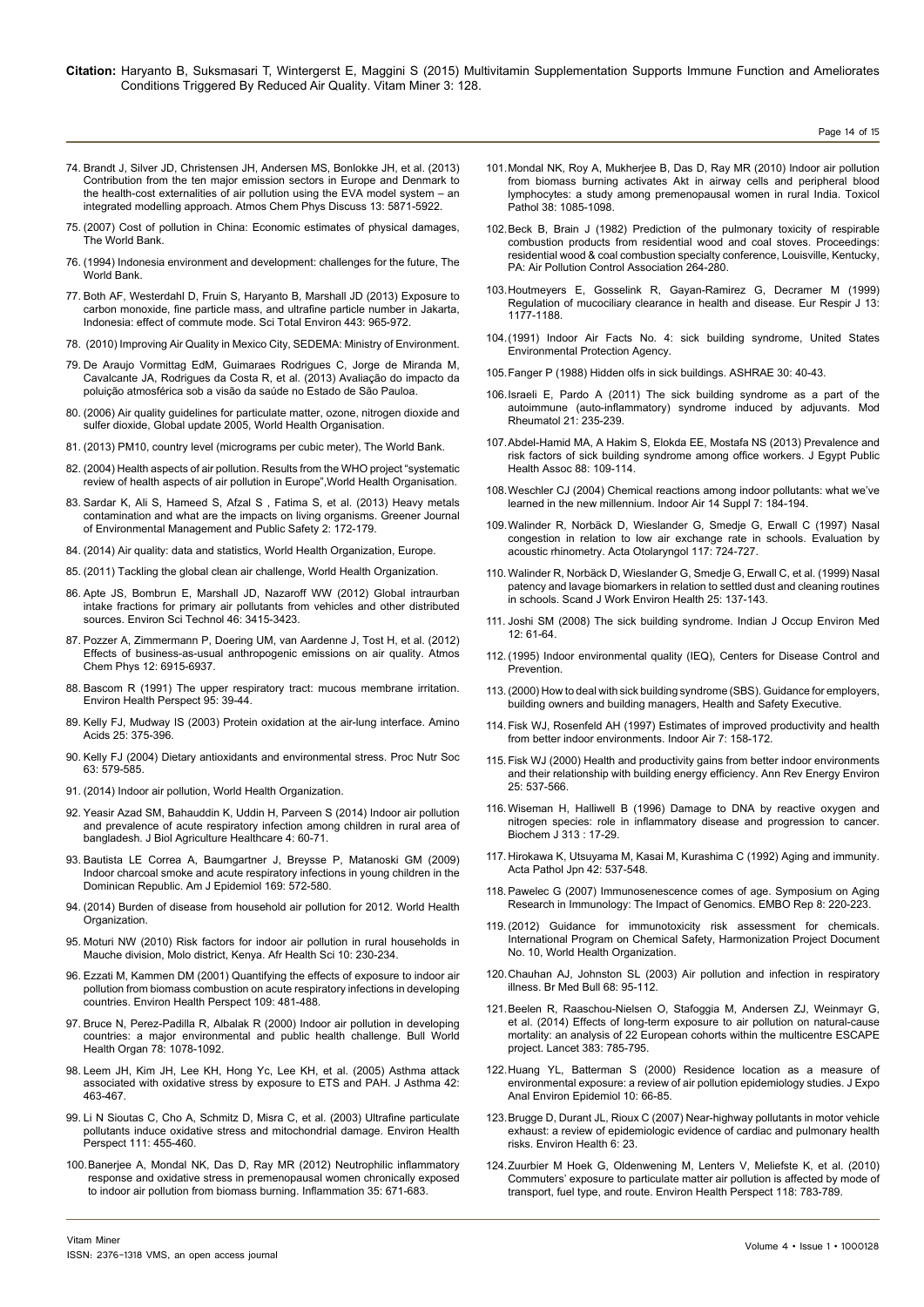74. Brandt J, Silver JD, Christensen JH, Andersen MS, Bonlokke JH, et al. (2013) Contribution from the ten major emission sectors in Europe and Denmark to the health-cost externalities of air pollution using the EVA model system – an integrated modelling approach. Atmos Chem Phys Discuss 13: 5871-5922.

75. (2007) Cost of pollution in China: Economic estimates of physical damages, The World Bank.

76. (1994) Indonesia environment and development: challenges for the future, The World Bank.

77. Both AF, Westerdahl D, Fruin S, Haryanto B, Marshall JD (2013) Exposure to carbon monoxide, fine particle mass, and ultrafine particle number in Jakarta, Indonesia: effect of commute mode. Sci Total Environ 443: 965-972.

78. (2010) Improving Air Quality in Mexico City, SEDEMA: Ministry of Environment.

79. De Araujo Vormittag EdM, Guimaraes Rodrigues C, Jorge de Miranda M, Cavalcante JA, Rodrigues da Costa R, et al. (2013) Avaliação do impacto da poluição atmosférica sob a visão da saúde no Estado de São Paulo.

80. (2006) Air quality guidelines for particulate matter, ozone, nitrogen dioxide and sulfer dioxide, Global update 2005, World Health Organisation.

81. (2013) PM10, country level (micrograms per cubic meter), The World Bank.

82. (2004) Health aspects of air pollution. Results from the WHO project "systematic review of health aspects of air pollution in Europe",World Health Organisation.

83. Sardar K, Ali S, Hameed S, Afzal S , Fatima S, et al. (2013) Heavy metals contamination and what are the impacts on living organisms. Greener Journal of Environmental Management and Public Safety 2: 172-179.

84. (2014) Air quality: data and statistics, World Health Organization, Europe.

85. (2011) Tackling the global clean air challenge, World Health Organization.

86. Apte JS, Bombrun E, Marshall JD, Nazaroff WW (2012) Global intraurban intake fractions for primary air pollutants from vehicles and other distributed sources. Environ Sci Technol 46: 3415-3423.

87. Pozzer A, Zimmermann P, Doering UM, van Aardenne J, Tost H, et al. (2012) Effects of business-as-usual anthropogenic emissions on air quality. Atmos Chem Phys 12: 6915-6937.

88. Bascom R (1991) The upper respiratory tract: mucous membrane irritation. Environ Health Perspect 95: 39-44.

89. Kelly FJ, Mudway IS (2003) Protein oxidation at the air-lung interface. Amino Acids 25: 375-396.

90. Kelly FJ (2004) Dietary antioxidants and environmental stress. Proc Nutr Soc 63: 579-585.

91. (2014) Indoor air pollution, World Health Organization.

92. Yeasir Azad SM, Bahauddin K, Uddin H, Parveen S (2014) Indoor air pollution and prevalence of acute respiratory infection among children in rural area of bangladesh. J Biol Agriculture Healthcare 4: 60-71.

93. Bautista LE Correa A, Baumgartner J, Breysse P, Matanoski GM (2009) Indoor charcoal smoke and acute respiratory infections in young children in the Dominican Republic. Am J Epidemiol 169: 572-580.

94. (2014) Burden of disease from household air pollution for 2012. World Health Organization.

95. Moturi NW (2010) Risk factors for indoor air pollution in rural households in Mauche division, Molo district, Kenya. Afr Health Sci 10: 230-234.

96. Ezzati M, Kammen DM (2001) Quantifying the effects of exposure to indoor air pollution from biomass combustion on acute respiratory infections in developing countries. Environ Health Perspect 109: 481-488.

97. Bruce N, Perez-Padilla R, Albalak R (2000) Indoor air pollution in developing countries: a major environmental and public health challenge. Bull World Health Organ 78: 1078-1092.

98. Leem JH, Kim JH, Lee KH, Hong Yc, Lee KH, et al. (2005) Asthma attack associated with oxidative stress by exposure to ETS and PAH. J Asthma 42: 463-467.

99. Li N Sioutas C, Cho A, Schmitz D, Misra C, et al. (2003) Ultrafine particulate pollutants induce oxidative stress and mitochondrial damage. Environ Health Perspect 111: 455-460.

100. Banerjee A, Mondal NK, Das D, Ray MR (2012) Neutrophilic inflammatory response and oxidative stress in premenopausal women chronically exposed to indoor air pollution from biomass burning. Inflammation 35: 671-683.

101. Mondal NK, Roy A, Mukherjee B, Das D, Ray MR (2010) Indoor air pollution from biomass burning activates Akt in airway cells and peripheral blood lymphocytes: a study among premenopausal women in rural India. Toxicol Pathol 38: 1085-1098.

102. Beck B, Brain J (1982) Prediction of the pulmonary toxicity of respirable combustion products from residential wood and coal stoves. Proceedings: residential wood & coal combustion specialty conference, Louisville, Kentucky, PA: Air Pollution Control Association 264-280.

103. Houtmeyers E, Gosselink R, Gayan-Ramirez G, Decramer M (1999) Regulation of mucociliary clearance in health and disease. Eur Respir J 13: 1177-1188.

104. (1991) Indoor Air Facts No. 4: sick building syndrome, United States Environmental Protection Agency.

105. Fanger P (1988) Hidden olfs in sick buildings. ASHRAE 30: 40-43.

106. Israeli E, Pardo A (2011) The sick building syndrome as a part of the autoimmune (auto-inflammatory) syndrome induced by adjuvants. Mod Rheumatol 21: 235-239.

107. Abdel-Hamid MA, A Hakim S, Elokda EE, Mostafa NS (2013) Prevalence and risk factors of sick building syndrome among office workers. J Egypt Public Health Assoc 88: 109-114.

108. Weschler CJ (2004) Chemical reactions among indoor pollutants: what we've learned in the new millennium. Indoor Air 14 Suppl 7: 184-194.

109. Walinder R, Norbäck D, Wieslander G, Smedje G, Erwall C (1997) Nasal congestion in relation to low air exchange rate in schools. Evaluation by acoustic rhinometry. Acta Otolaryngol 117: 724-727.

110. Walinder R, Norbäck D, Wieslander G, Smedje G, Erwall C, et al. (1999) Nasal patency and lavage biomarkers in relation to settled dust and cleaning routines in schools. Scand J Work Environ Health 25: 137-143.

111. Joshi SM (2008) The sick building syndrome. Indian J Occup Environ Med 12: 61-64.

112. (1995) Indoor environmental quality (IEQ), Centers for Disease Control and Prevention.

113. (2000) How to deal with sick building syndrome (SBS). Guidance for employers, building owners and building managers, Health and Safety Executive.

114. Fisk WJ, Rosenfeld AH (1997) Estimates of improved productivity and health from better indoor environments. Indoor Air 7: 158-172.

115. Fisk WJ (2000) Health and productivity gains from better indoor environments and their relationship with building energy efficiency. Ann Rev Energy Environ 25: 537-566.

116. Wiseman H, Halliwell B (1996) Damage to DNA by reactive oxygen and nitrogen species: role in inflammatory disease and progression to cancer. Biochem J 313 : 17-29.

117. Hirokawa K, Utsuyama M, Kasai M, Kurashima C (1992) Aging and immunity. Acta Pathol Jpn 42: 537-548.

118. Pawelec G (2007) Immunosenescence comes of age. Symposium on Aging Research in Immunology: The Impact of Genomics. EMBO Rep 8: 220-223.

119. (2012) Guidance for immunotoxicity risk assessment for chemicals. International Program on Chemical Safety, Harmonization Project Document No. 10, World Health Organization.

120. Chauhan AJ, Johnston SL (2003) Air pollution and infection in respiratory illness. Br Med Bull 68: 95-112.

121. Beelen R, Raaschou-Nielsen O, Stafoggia M, Andersen ZJ, Weinmayr G, et al. (2014) Effects of long-term exposure to air pollution on natural-cause mortality: an analysis of 22 European cohorts within the multicentre ESCAPE project. Lancet 383: 785-795.

122. Huang YL, Batterman S (2000) Residence location as a measure of environmental exposure: a review of air pollution epidemiology studies. J Expo Anal Environ Epidemiol 10: 66-85.

123. Brugge D, Durant JL, Rioux C (2007) Near-highway pollutants in motor vehicle exhaust: a review of epidemiologic evidence of cardiac and pulmonary health risks. Environ Health 6: 23.

124. Zuurbier M Hoek G, Oldenwening M, Lenters V, Meliefste K, et al. (2010) Commuters' exposure to particulate matter air pollution is affected by mode of transport, fuel type, and route. Environ Health Perspect 118: 783-789.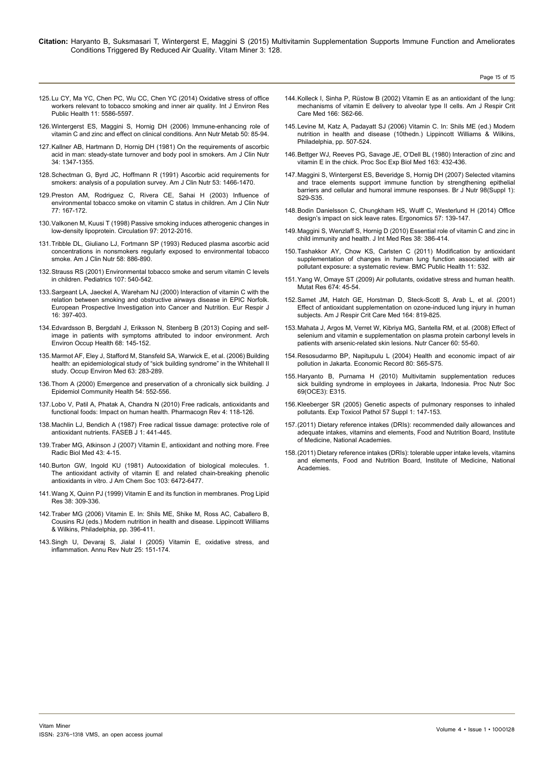125. Lu CY, Ma YC, Chen PC, Wu CC, Chen YC (2014) Oxidative stress of office workers relevant to tobacco smoking and inner air quality. Int J Environ Res Public Health 11: 5586-5597.

126. Wintergerst ES, Maggini S, Hornig DH (2006) Immune-enhancing role of vitamin C and zinc and effect on clinical conditions. Ann Nutr Metab 50: 85-94.

127. Kallner AB, Hartmann D, Hornig DH (1981) On the requirements of ascorbic acid in man: steady-state turnover and body pool in smokers. Am J Clin Nutr 34: 1347-1355.

128. Schectman G, Byrd JC, Hoffmann R (1991) Ascorbic acid requirements for smokers: analysis of a population survey. Am J Clin Nutr 53: 1466-1470.

129. Preston AM, Rodriguez C, Rivera CE, Sahai H (2003) Influence of environmental tobacco smoke on vitamin C status in children. Am J Clin Nutr 77: 167-172.

130. Valkonen M, Kuusi T (1998) Passive smoking induces atherogenic changes in low-density lipoprotein. Circulation 97: 2012-2016.

131. Tribble DL, Giuliano LJ, Fortmann SP (1993) Reduced plasma ascorbic acid concentrations in nonsmokers regularly exposed to environmental tobacco smoke. Am J Clin Nutr 58: 886-890.

132. Strauss RS (2001) Environmental tobacco smoke and serum vitamin C levels in children. Pediatrics 107: 540-542.

133. Sargeant LA, Jaeckel A, Wareham NJ (2000) Interaction of vitamin C with the relation between smoking and obstructive airways disease in EPIC Norfolk. European Prospective Investigation into Cancer and Nutrition. Eur Respir J 16: 397-403.

134. Edvardsson B, Bergdahl J, Eriksson N, Stenberg B (2013) Coping and self-image in patients with symptoms attributed to indoor environment. Arch Environ Occup Health 68: 145-152.

135. Marmot AF, Eley J, Stafford M, Stansfeld SA, Warwick E, et al. (2006) Building health: an epidemiological study of "sick building syndrome" in the Whitehall II study. Occup Environ Med 63: 283-289.

136. Thorn A (2000) Emergence and preservation of a chronically sick building. J Epidemiol Community Health 54: 552-556.

137. Lobo V, Patil A, Phatak A, Chandra N (2010) Free radicals, antioxidants and functional foods: Impact on human health. Pharmacogn Rev 4: 118-126.

138. Machlin LJ, Bendich A (1987) Free radical tissue damage: protective role of antioxidant nutrients. FASEB J 1: 441-445.

139. Traber MG, Atkinson J (2007) Vitamin E, antioxidant and nothing more. Free Radic Biol Med 43: 4-15.

140. Burton GW, Ingold KU (1981) Autooxidation of biological molecules. 1. The antioxidant activity of vitamin E and related chain-breaking phenolic antioxidants in vitro. J Am Chem Soc 103: 6472-6477.

141. Wang X, Quinn PJ (1999) Vitamin E and its function in membranes. Prog Lipid Res 38: 309-336.

142. Traber MG (2006) Vitamin E. In: Shils ME, Shike M, Ross AC, Caballero B, Cousins RJ (eds.) Modern nutrition in health and disease. Lippincott Williams & Wilkins, Philadelphia, pp. 396-411.

143. Singh U, Devaraj S, Jialal I (2005) Vitamin E, oxidative stress, and inflammation. Annu Rev Nutr 25: 151-174.

144. Kolleck I, Sinha P, Rüstow B (2002) Vitamin E as an antioxidant of the lung: mechanisms of vitamin E delivery to alveolar type II cells. Am J Respir Crit Care Med 166: S62-66.

145. Levine M, Katz A, Padayatt SJ (2006) Vitamin C. In: Shils ME (ed.) Modern nutrition in health and disease (10thedn.) Lippincott Williams & Wilkins, Philadelphia, pp. 507-524.

146. Bettger WJ, Reeves PG, Savage JE, O'Dell BL (1980) Interaction of zinc and vitamin E in the chick. Proc Soc Exp Biol Med 163: 432-436.

147. Maggini S, Wintergerst ES, Beveridge S, Hornig DH (2007) Selected vitamins and trace elements support immune function by strengthening epithelial barriers and cellular and humoral immune responses. Br J Nutr 98(Suppl 1): S29-S35.

148. Bodin Danielsson C, Chungkham HS, Wulff C, Westerlund H (2014) Office design's impact on sick leave rates. Ergonomics 57: 139-147.

149. Maggini S, Wenzlaff S, Hornig D (2010) Essential role of vitamin C and zinc in child immunity and health. J Int Med Res 38: 386-414.

150. Tashakkor AY, Chow KS, Carlsten C (2011) Modification by antioxidant supplementation of changes in human lung function associated with air pollutant exposure: a systematic review. BMC Public Health 11: 532.

151. Yang W, Omaye ST (2009) Air pollutants, oxidative stress and human health. Mutat Res 674: 45-54.

152. Samet JM, Hatch GE, Horstman D, Steck-Scott S, Arab L, et al. (2001) Effect of antioxidant supplementation on ozone-induced lung injury in human subjects. Am J Respir Crit Care Med 164: 819-825.

153. Mahata J, Argos M, Verret W, Kibriya MG, Santella RM, et al. (2008) Effect of selenium and vitamin e supplementation on plasma protein carbonyl levels in patients with arsenic-related skin lesions. Nutr Cancer 60: 55-60.

154. Resosudarmo BP, Napitupulu L (2004) Health and economic impact of air pollution in Jakarta. Economic Record 80: S65-S75.

155. Haryanto B, Purnama H (2010) Multivitamin supplementation reduces sick building syndrome in employees in Jakarta, Indonesia. Proc Nutr Soc 69(OCE3): E315.

156. Kleeberger SR (2005) Genetic aspects of pulmonary responses to inhaled pollutants. Exp Toxicol Pathol 57 Suppl 1: 147-153.

157. (2011) Dietary reference intakes (DRIs): recommended daily allowances and adequate intakes, vitamins and elements, Food and Nutrition Board, Institute of Medicine, National Academies.

158. (2011) Dietary reference intakes (DRIs): tolerable upper intake levels, vitamins and elements, Food and Nutrition Board, Institute of Medicine, National Academies.